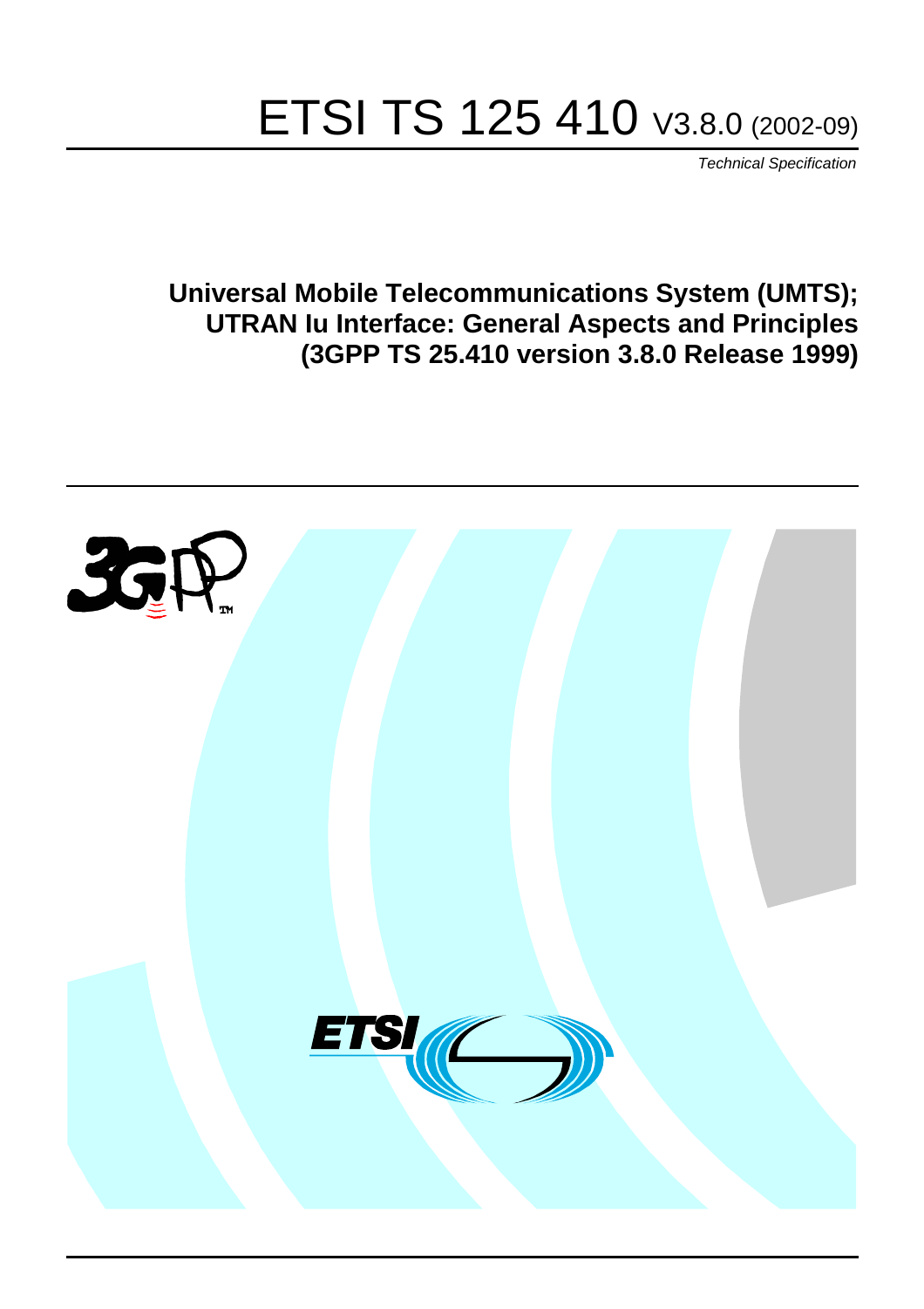# ETSI TS 125 410 V3.8.0 (2002-09)

*Technical Specification*

**Universal Mobile Telecommunications System (UMTS); UTRAN Iu Interface: General Aspects and Principles (3GPP TS 25.410 version 3.8.0 Release 1999)**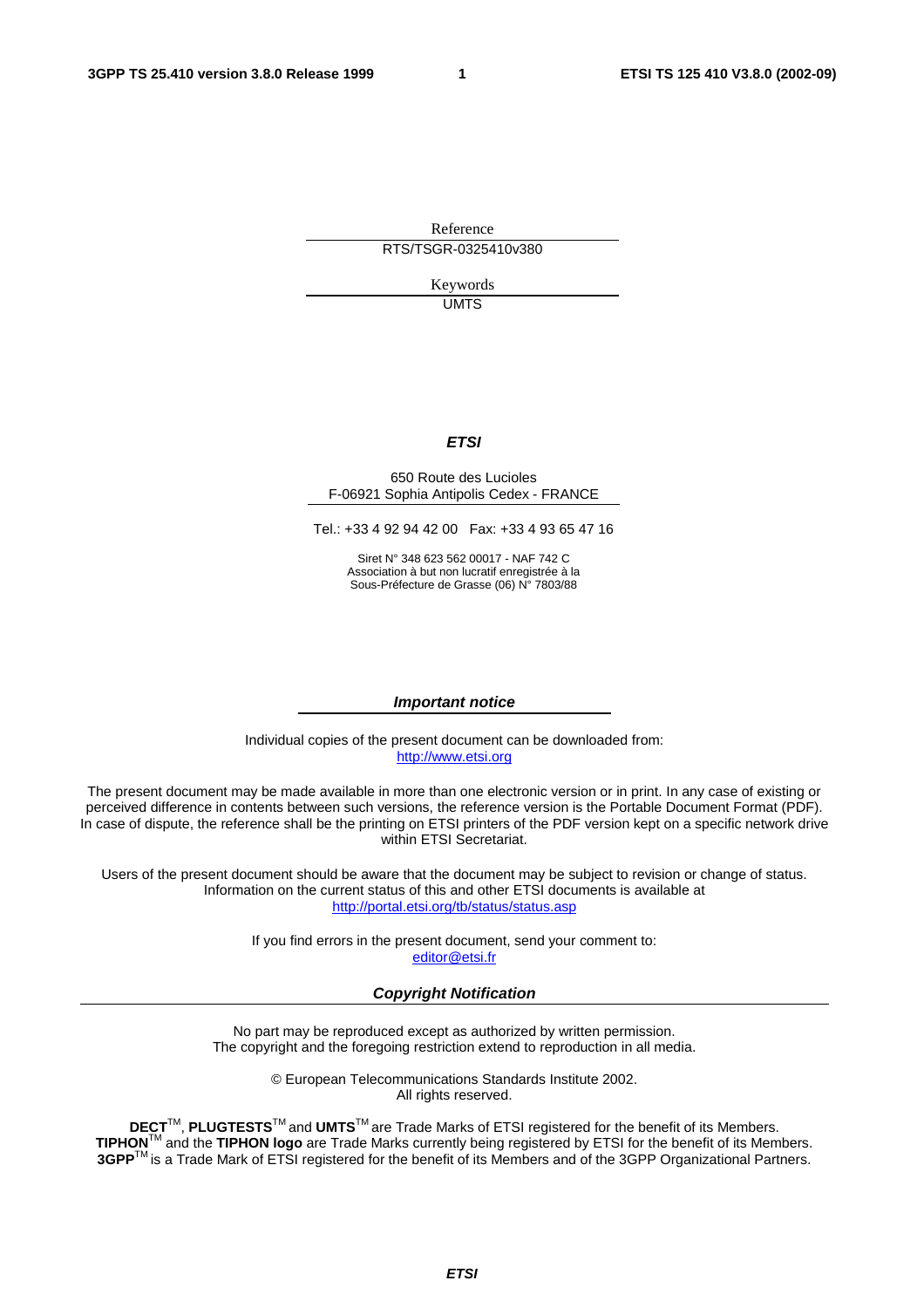Reference

RTS/TSGR-0325410v380

Keywords

UMTS

***ETSI***

650 Route des Lucioles
F-06921 Sophia Antipolis Cedex - FRANCE

Tel.: +33 4 92 94 42 00 Fax: +33 4 93 65 47 16

Siret N° 348 623 562 00017 - NAF 742 C
Association à but non lucratif enregistrée à la
Sous-Préfecture de Grasse (06) N° 7803/88

***Important notice***

Individual copies of the present document can be downloaded from:
http://www.etsi.org

The present document may be made available in more than one electronic version or in print. In any case of existing or perceived difference in contents between such versions, the reference version is the Portable Document Format (PDF). In case of dispute, the reference shall be the printing on ETSI printers of the PDF version kept on a specific network drive within ETSI Secretariat.

Users of the present document should be aware that the document may be subject to revision or change of status. Information on the current status of this and other ETSI documents is available at
http://portal.etsi.org/tb/status/status.asp

If you find errors in the present document, send your comment to:
editor@etsi.fr

***Copyright Notification***

No part may be reproduced except as authorized by written permission.
The copyright and the foregoing restriction extend to reproduction in all media.

© European Telecommunications Standards Institute 2002.
All rights reserved.

**DECT**™, **PLUGTESTS**™ and **UMTS**™ are Trade Marks of ETSI registered for the benefit of its Members.
**TIPHON**™ and the **TIPHON logo** are Trade Marks currently being registered by ETSI for the benefit of its Members.
**3GPP**™ is a Trade Mark of ETSI registered for the benefit of its Members and of the 3GPP Organizational Partners.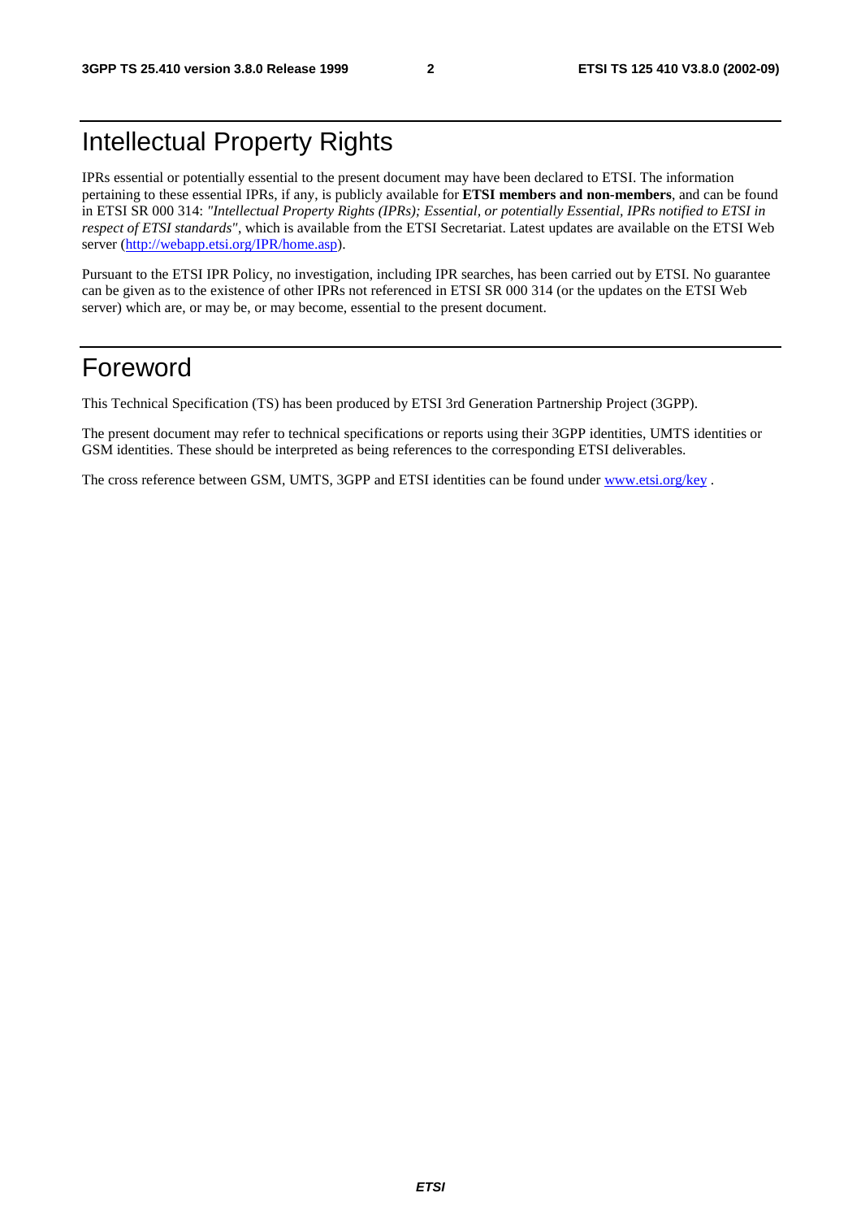# Intellectual Property Rights

IPRs essential or potentially essential to the present document may have been declared to ETSI. The information pertaining to these essential IPRs, if any, is publicly available for **ETSI members and non-members**, and can be found in ETSI SR 000 314: *"Intellectual Property Rights (IPRs); Essential, or potentially Essential, IPRs notified to ETSI in respect of ETSI standards"*, which is available from the ETSI Secretariat. Latest updates are available on the ETSI Web server (http://webapp.etsi.org/IPR/home.asp).

Pursuant to the ETSI IPR Policy, no investigation, including IPR searches, has been carried out by ETSI. No guarantee can be given as to the existence of other IPRs not referenced in ETSI SR 000 314 (or the updates on the ETSI Web server) which are, or may be, or may become, essential to the present document.

# Foreword

This Technical Specification (TS) has been produced by ETSI 3rd Generation Partnership Project (3GPP).

The present document may refer to technical specifications or reports using their 3GPP identities, UMTS identities or GSM identities. These should be interpreted as being references to the corresponding ETSI deliverables.

The cross reference between GSM, UMTS, 3GPP and ETSI identities can be found under www.etsi.org/key .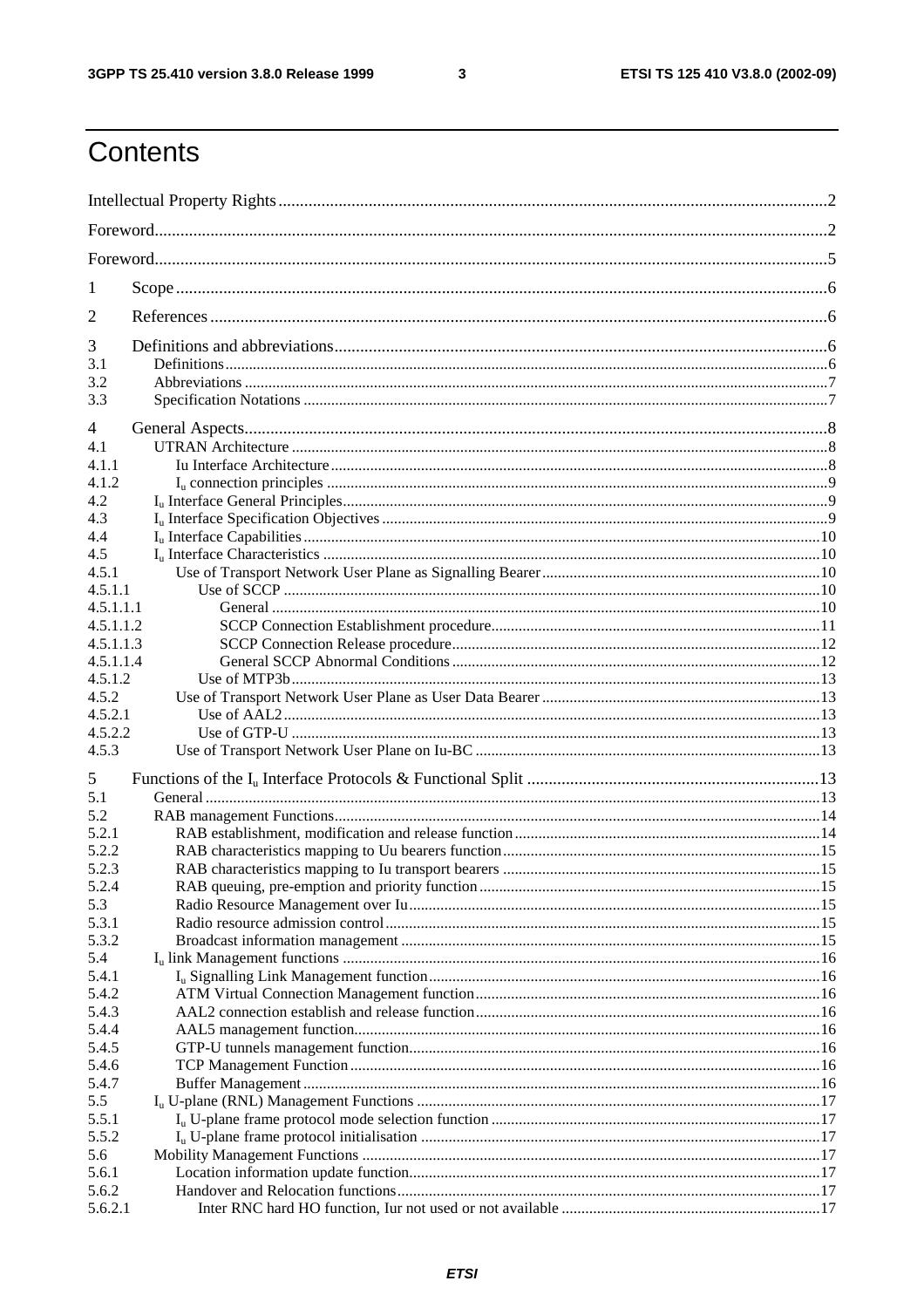# Contents

Intellectual Property Rights ....................................................................................................................2

Foreword..................................................................................................................................................2

Foreword..................................................................................................................................................5

1 Scope ..................................................................................................................................................6

2 References ..........................................................................................................................................6

3 Definitions and abbreviations.............................................................................................................6
3.1 Definitions..........................................................................................................................................6
3.2 Abbreviations .....................................................................................................................................7
3.3 Specification Notations ......................................................................................................................7

4 General Aspects...................................................................................................................................8
4.1 UTRAN Architecture .........................................................................................................................8
4.1.1 Iu Interface Architecture ..................................................................................................................8
4.1.2 $I_u$ connection principles ...............................................................................................................9
4.2 $I_u$ Interface General Principles.........................................................................................................9
4.3 $I_u$ Interface Specification Objectives ................................................................................................9
4.4 $I_u$ Interface Capabilities ..................................................................................................................10
4.5 $I_u$ Interface Characteristics ..............................................................................................................10
4.5.1 Use of Transport Network User Plane as Signalling Bearer ...........................................................10
4.5.1.1 Use of SCCP ................................................................................................................................10
4.5.1.1.1 General ......................................................................................................................................10
4.5.1.1.2 SCCP Connection Establishment procedure...............................................................................11
4.5.1.1.3 SCCP Connection Release procedure.........................................................................................12
4.5.1.1.4 General SCCP Abnormal Conditions ........................................................................................12
4.5.1.2 Use of MTP3b ..............................................................................................................................13
4.5.2 Use of Transport Network User Plane as User Data Bearer ...........................................................13
4.5.2.1 Use of AAL2 ................................................................................................................................13
4.5.2.2 Use of GTP-U ..............................................................................................................................13
4.5.3 Use of Transport Network User Plane on Iu-BC ............................................................................13

5 Functions of the $I_u$ Interface Protocols & Functional Split ..............................................................13
5.1 General ..............................................................................................................................................13
5.2 RAB management Functions.............................................................................................................14
5.2.1 RAB establishment, modification and release function ..................................................................14
5.2.2 RAB characteristics mapping to Uu bearers function .....................................................................15
5.2.3 RAB characteristics mapping to Iu transport bearers .....................................................................15
5.2.4 RAB queuing, pre-emption and priority function ...........................................................................15
5.3 Radio Resource Management over Iu ..............................................................................................15
5.3.1 Radio resource admission control ...................................................................................................15
5.3.2 Broadcast information management ...............................................................................................15
5.4 $I_u$ link Management functions ..........................................................................................................16
5.4.1 $I_u$ Signalling Link Management function.......................................................................................16
5.4.2 ATM Virtual Connection Management function .............................................................................16
5.4.3 AAL2 connection establish and release function ............................................................................16
5.4.4 AAL5 management function...........................................................................................................16
5.4.5 GTP-U tunnels management function.............................................................................................16
5.4.6 TCP Management Function ............................................................................................................16
5.4.7 Buffer Management .........................................................................................................................16
5.5 $I_u$ U-plane (RNL) Management Functions ........................................................................................17
5.5.1 $I_u$ U-plane frame protocol mode selection function ........................................................................17
5.5.2 $I_u$ U-plane frame protocol initialisation ..........................................................................................17
5.6 Mobility Management Functions ......................................................................................................17
5.6.1 Location information update function.............................................................................................17
5.6.2 Handover and Relocation functions.................................................................................................17
5.6.2.1 Inter RNC hard HO function, Iur not used or not available ..........................................................17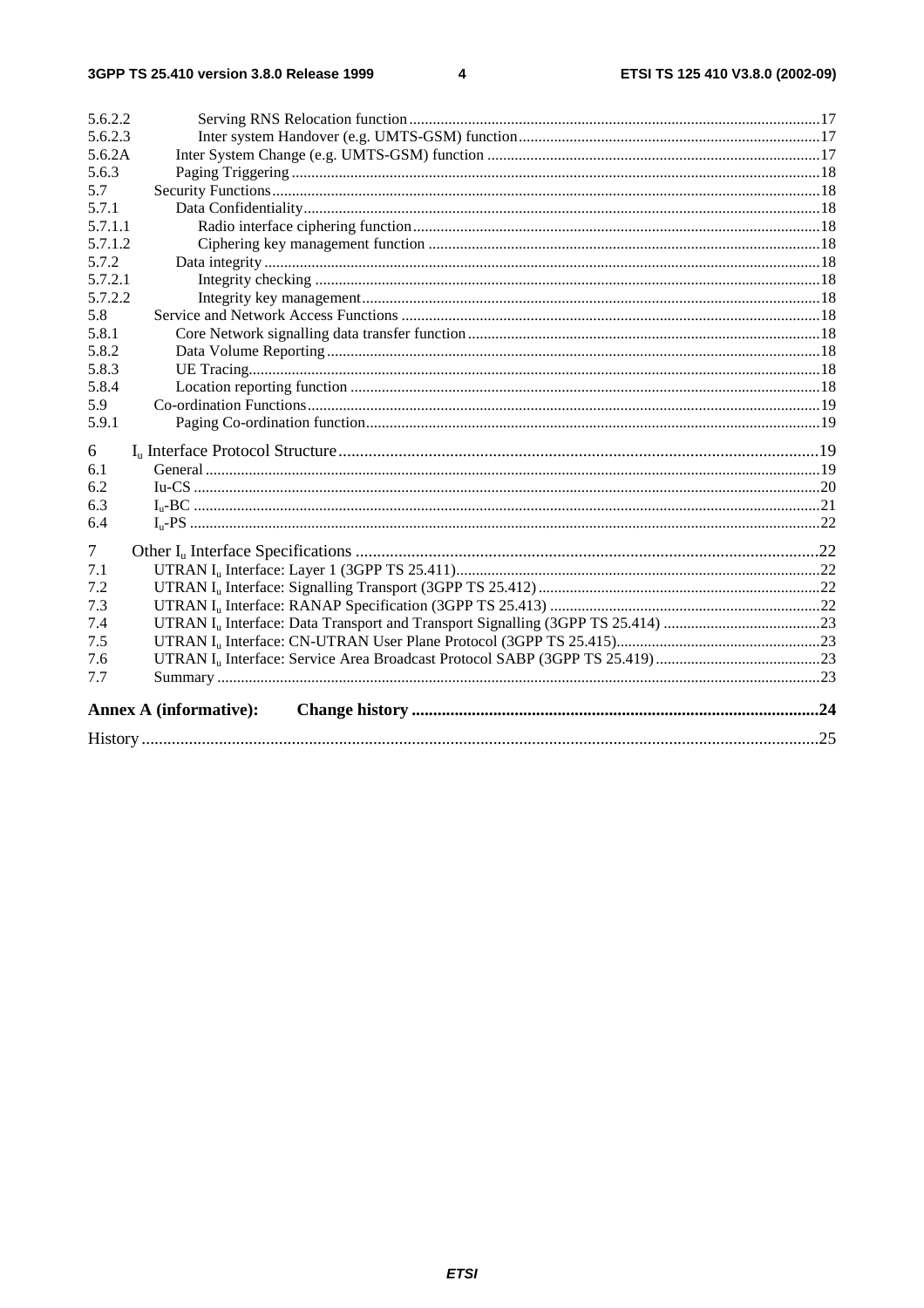5.6.2.2 Serving RNS Relocation function ........ 17
5.6.2.3 Inter system Handover (e.g. UMTS-GSM) function ........ 17
5.6.2A Inter System Change (e.g. UMTS-GSM) function ........ 17
5.6.3 Paging Triggering ........ 18
5.7 Security Functions ........ 18
5.7.1 Data Confidentiality ........ 18
5.7.1.1 Radio interface ciphering function ........ 18
5.7.1.2 Ciphering key management function ........ 18
5.7.2 Data integrity ........ 18
5.7.2.1 Integrity checking ........ 18
5.7.2.2 Integrity key management ........ 18
5.8 Service and Network Access Functions ........ 18
5.8.1 Core Network signalling data transfer function ........ 18
5.8.2 Data Volume Reporting ........ 18
5.8.3 UE Tracing ........ 18
5.8.4 Location reporting function ........ 18
5.9 Co-ordination Functions ........ 19
5.9.1 Paging Co-ordination function ........ 19

6 $I_u$ Interface Protocol Structure ........ 19
6.1 General ........ 19
6.2 Iu-CS ........ 20
6.3 $I_u$-BC ........ 21
6.4 $I_u$-PS ........ 22

7 Other $I_u$ Interface Specifications ........ 22
7.1 UTRAN $I_u$ Interface: Layer 1 (3GPP TS 25.411) ........ 22
7.2 UTRAN $I_u$ Interface: Signalling Transport (3GPP TS 25.412) ........ 22
7.3 UTRAN $I_u$ Interface: RANAP Specification (3GPP TS 25.413) ........ 22
7.4 UTRAN $I_u$ Interface: Data Transport and Transport Signalling (3GPP TS 25.414) ........ 23
7.5 UTRAN $I_u$ Interface: CN-UTRAN User Plane Protocol (3GPP TS 25.415) ........ 23
7.6 UTRAN $I_u$ Interface: Service Area Broadcast Protocol SABP (3GPP TS 25.419) ........ 23
7.7 Summary ........ 23

**Annex A (informative): Change history ........ 24**

History ........ 25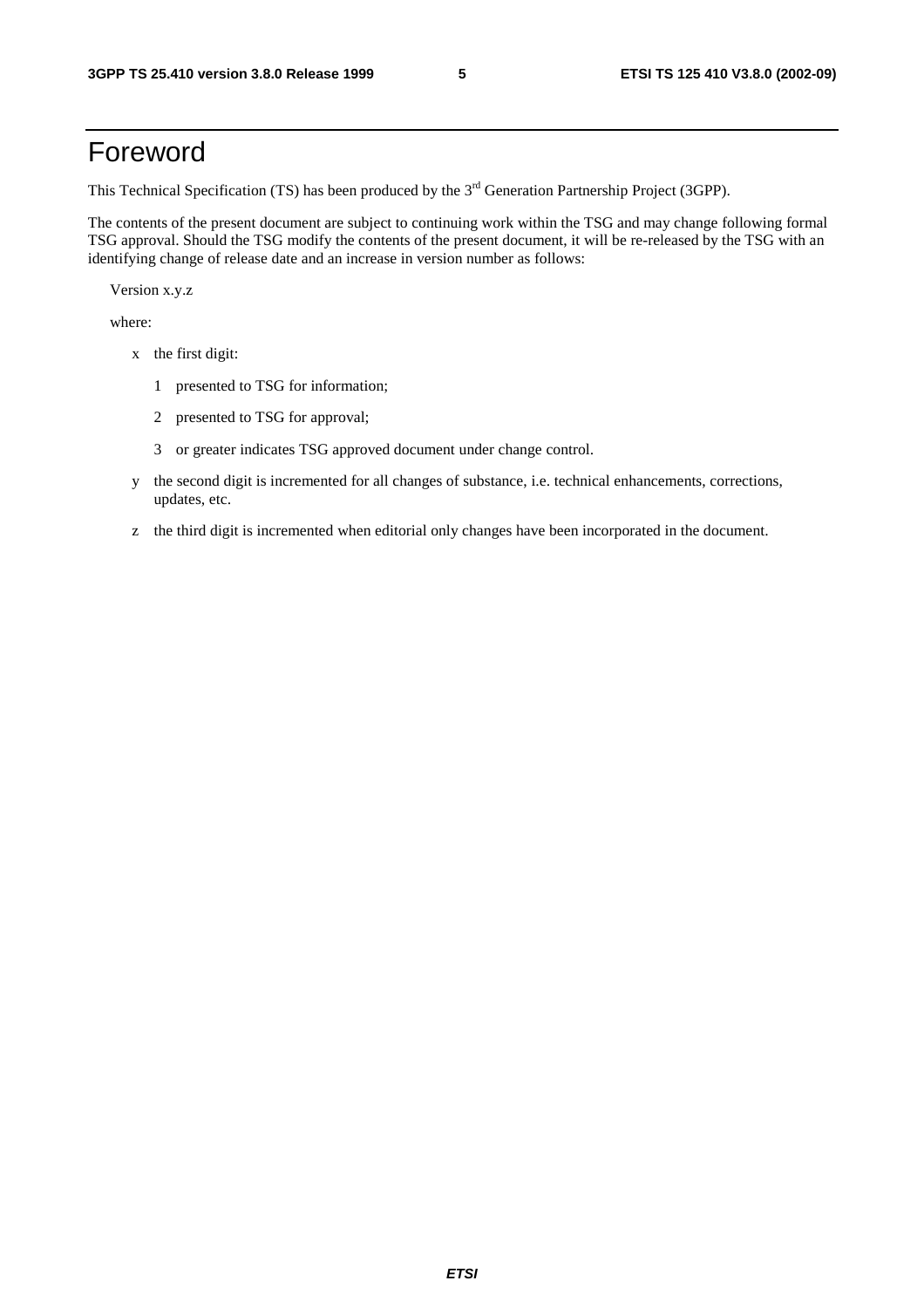# Foreword

This Technical Specification (TS) has been produced by the 3rd Generation Partnership Project (3GPP).

The contents of the present document are subject to continuing work within the TSG and may change following formal TSG approval. Should the TSG modify the contents of the present document, it will be re-released by the TSG with an identifying change of release date and an increase in version number as follows:

Version x.y.z

where:

- x the first digit:
  - 1 presented to TSG for information;
  - 2 presented to TSG for approval;
  - 3 or greater indicates TSG approved document under change control.
- y the second digit is incremented for all changes of substance, i.e. technical enhancements, corrections, updates, etc.
- z the third digit is incremented when editorial only changes have been incorporated in the document.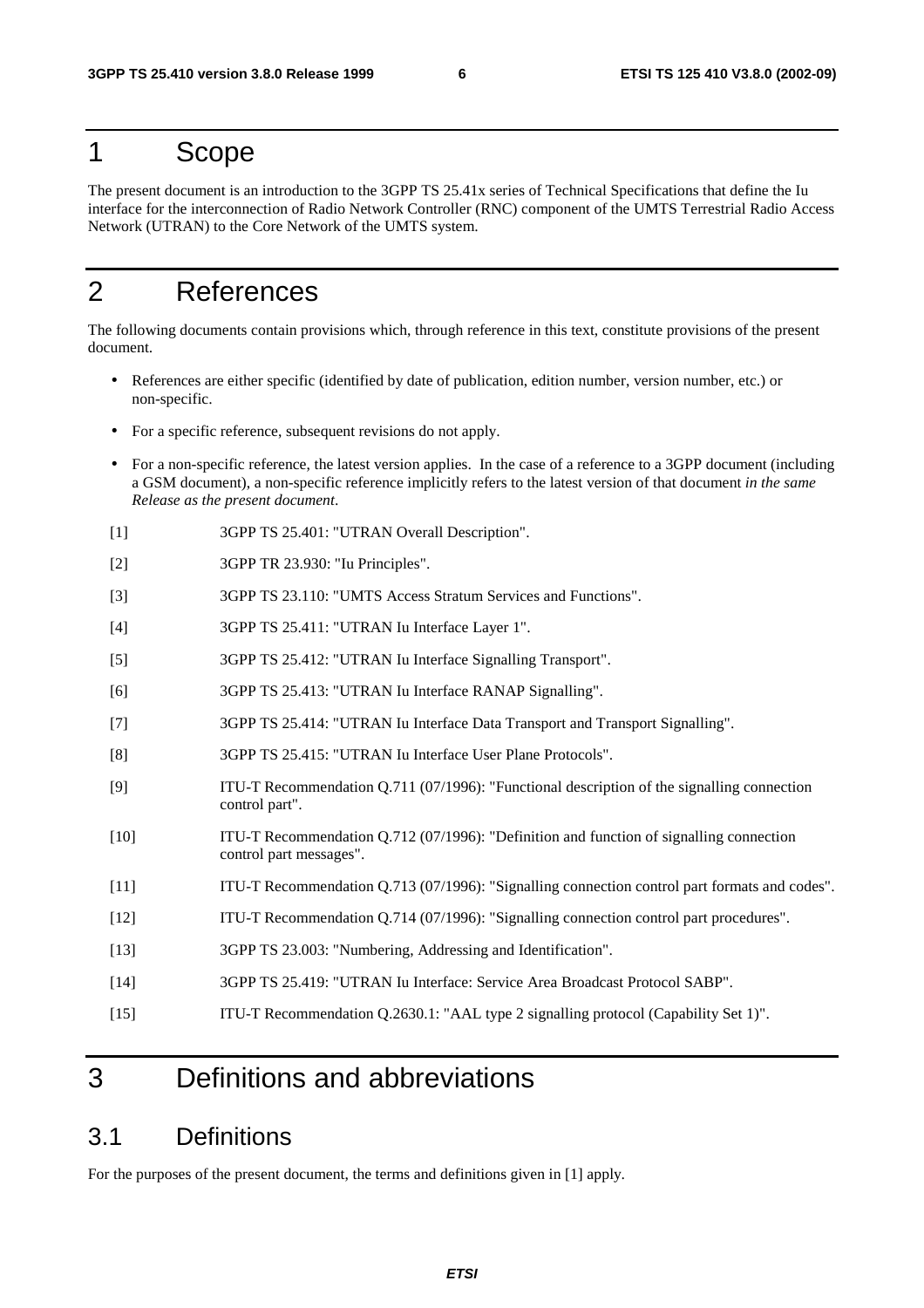# 1 Scope

The present document is an introduction to the 3GPP TS 25.41x series of Technical Specifications that define the Iu interface for the interconnection of Radio Network Controller (RNC) component of the UMTS Terrestrial Radio Access Network (UTRAN) to the Core Network of the UMTS system.

# 2 References

The following documents contain provisions which, through reference in this text, constitute provisions of the present document.

- References are either specific (identified by date of publication, edition number, version number, etc.) or non-specific.
- For a specific reference, subsequent revisions do not apply.
- For a non-specific reference, the latest version applies. In the case of a reference to a 3GPP document (including a GSM document), a non-specific reference implicitly refers to the latest version of that document *in the same Release as the present document*.

[1] 3GPP TS 25.401: "UTRAN Overall Description".

[2] 3GPP TR 23.930: "Iu Principles".

[3] 3GPP TS 23.110: "UMTS Access Stratum Services and Functions".

[4] 3GPP TS 25.411: "UTRAN Iu Interface Layer 1".

[5] 3GPP TS 25.412: "UTRAN Iu Interface Signalling Transport".

[6] 3GPP TS 25.413: "UTRAN Iu Interface RANAP Signalling".

[7] 3GPP TS 25.414: "UTRAN Iu Interface Data Transport and Transport Signalling".

[8] 3GPP TS 25.415: "UTRAN Iu Interface User Plane Protocols".

[9] ITU-T Recommendation Q.711 (07/1996): "Functional description of the signalling connection control part".

[10] ITU-T Recommendation Q.712 (07/1996): "Definition and function of signalling connection control part messages".

[11] ITU-T Recommendation Q.713 (07/1996): "Signalling connection control part formats and codes".

[12] ITU-T Recommendation Q.714 (07/1996): "Signalling connection control part procedures".

[13] 3GPP TS 23.003: "Numbering, Addressing and Identification".

[14] 3GPP TS 25.419: "UTRAN Iu Interface: Service Area Broadcast Protocol SABP".

[15] ITU-T Recommendation Q.2630.1: "AAL type 2 signalling protocol (Capability Set 1)".

# 3 Definitions and abbreviations

## 3.1 Definitions

For the purposes of the present document, the terms and definitions given in [1] apply.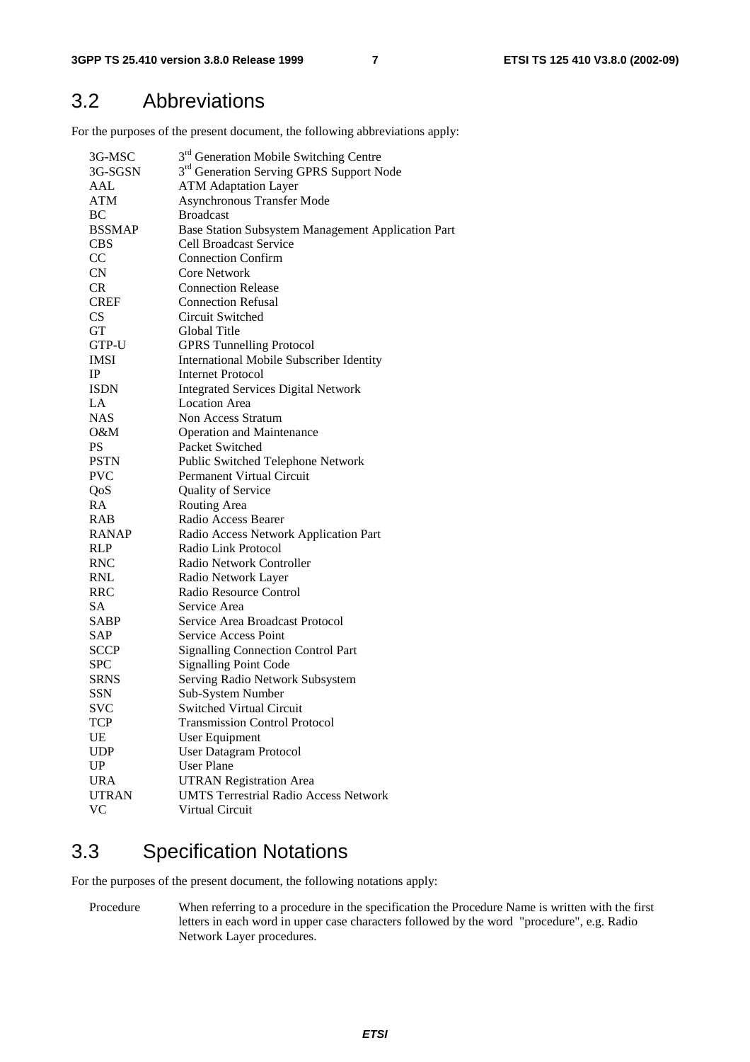## 3.2 Abbreviations

For the purposes of the present document, the following abbreviations apply:

| | |
|---|---|
| 3G-MSC | 3rd Generation Mobile Switching Centre |
| 3G-SGSN | 3rd Generation Serving GPRS Support Node |
| AAL | ATM Adaptation Layer |
| ATM | Asynchronous Transfer Mode |
| BC | Broadcast |
| BSSMAP | Base Station Subsystem Management Application Part |
| CBS | Cell Broadcast Service |
| CC | Connection Confirm |
| CN | Core Network |
| CR | Connection Release |
| CREF | Connection Refusal |
| CS | Circuit Switched |
| GT | Global Title |
| GTP-U | GPRS Tunnelling Protocol |
| IMSI | International Mobile Subscriber Identity |
| IP | Internet Protocol |
| ISDN | Integrated Services Digital Network |
| LA | Location Area |
| NAS | Non Access Stratum |
| O&M | Operation and Maintenance |
| PS | Packet Switched |
| PSTN | Public Switched Telephone Network |
| PVC | Permanent Virtual Circuit |
| QoS | Quality of Service |
| RA | Routing Area |
| RAB | Radio Access Bearer |
| RANAP | Radio Access Network Application Part |
| RLP | Radio Link Protocol |
| RNC | Radio Network Controller |
| RNL | Radio Network Layer |
| RRC | Radio Resource Control |
| SA | Service Area |
| SABP | Service Area Broadcast Protocol |
| SAP | Service Access Point |
| SCCP | Signalling Connection Control Part |
| SPC | Signalling Point Code |
| SRNS | Serving Radio Network Subsystem |
| SSN | Sub-System Number |
| SVC | Switched Virtual Circuit |
| TCP | Transmission Control Protocol |
| UE | User Equipment |
| UDP | User Datagram Protocol |
| UP | User Plane |
| URA | UTRAN Registration Area |
| UTRAN | UMTS Terrestrial Radio Access Network |
| VC | Virtual Circuit |

## 3.3 Specification Notations

For the purposes of the present document, the following notations apply:

Procedure When referring to a procedure in the specification the Procedure Name is written with the first letters in each word in upper case characters followed by the word "procedure", e.g. Radio Network Layer procedures.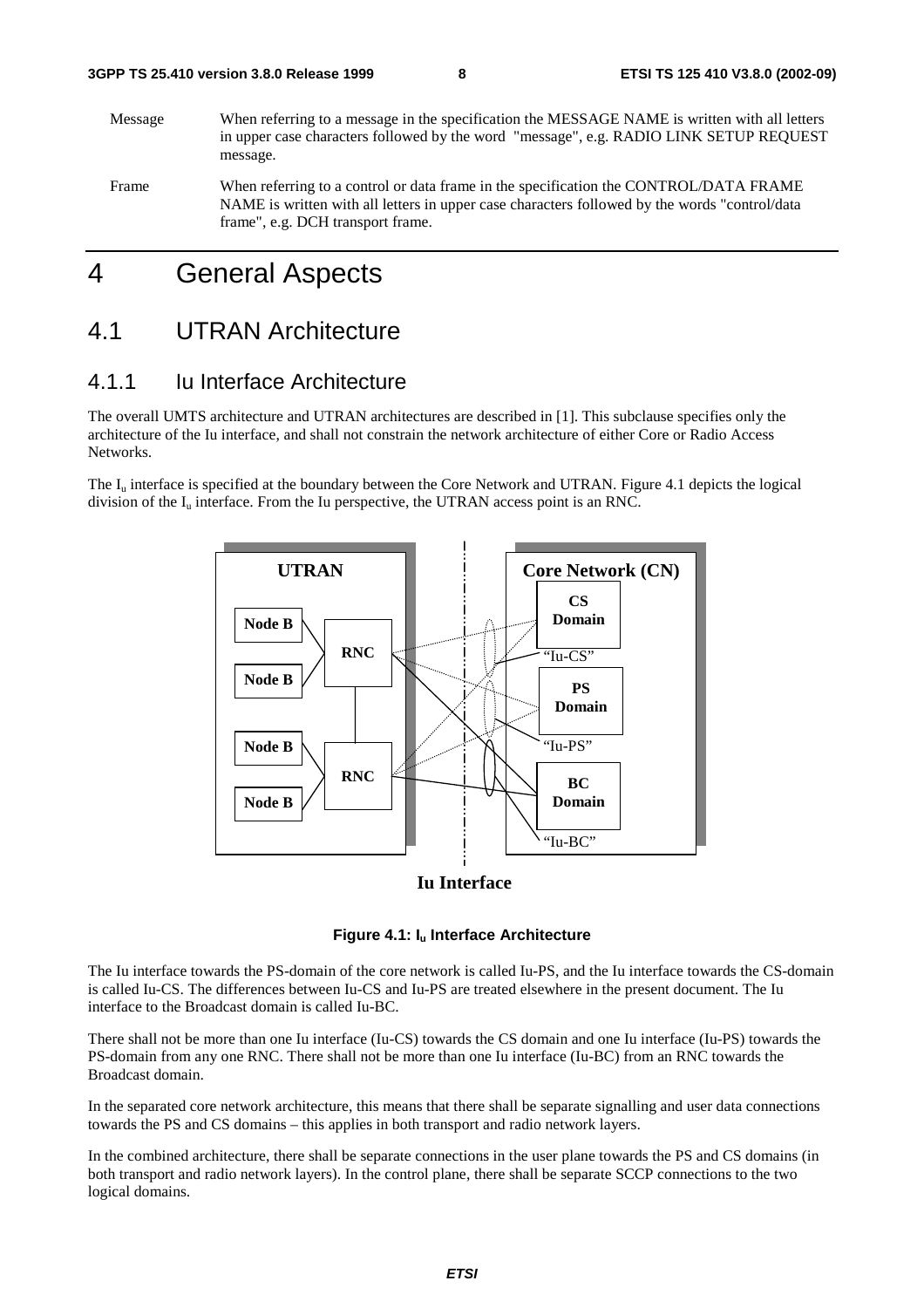Message When referring to a message in the specification the MESSAGE NAME is written with all letters in upper case characters followed by the word "message", e.g. RADIO LINK SETUP REQUEST message.

Frame When referring to a control or data frame in the specification the CONTROL/DATA FRAME NAME is written with all letters in upper case characters followed by the words "control/data frame", e.g. DCH transport frame.

# 4 General Aspects

## 4.1 UTRAN Architecture

### 4.1.1 Iu Interface Architecture

The overall UMTS architecture and UTRAN architectures are described in [1]. This subclause specifies only the architecture of the Iu interface, and shall not constrain the network architecture of either Core or Radio Access Networks.

The $I_u$ interface is specified at the boundary between the Core Network and UTRAN. Figure 4.1 depicts the logical division of the $I_u$ interface. From the Iu perspective, the UTRAN access point is an RNC.

**Figure 4.1: $I_u$ Interface Architecture**

The Iu interface towards the PS-domain of the core network is called Iu-PS, and the Iu interface towards the CS-domain is called Iu-CS. The differences between Iu-CS and Iu-PS are treated elsewhere in the present document. The Iu interface to the Broadcast domain is called Iu-BC.

There shall not be more than one Iu interface (Iu-CS) towards the CS domain and one Iu interface (Iu-PS) towards the PS-domain from any one RNC. There shall not be more than one Iu interface (Iu-BC) from an RNC towards the Broadcast domain.

In the separated core network architecture, this means that there shall be separate signalling and user data connections towards the PS and CS domains – this applies in both transport and radio network layers.

In the combined architecture, there shall be separate connections in the user plane towards the PS and CS domains (in both transport and radio network layers). In the control plane, there shall be separate SCCP connections to the two logical domains.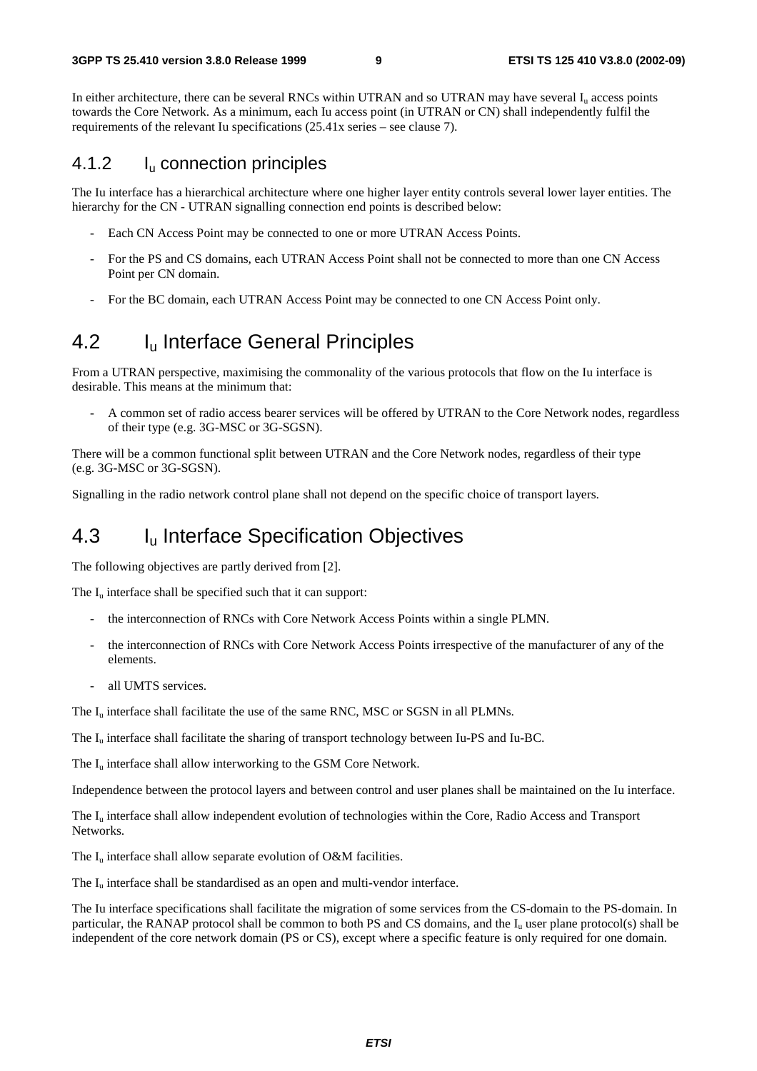In either architecture, there can be several RNCs within UTRAN and so UTRAN may have several $I_u$ access points towards the Core Network. As a minimum, each Iu access point (in UTRAN or CN) shall independently fulfil the requirements of the relevant Iu specifications (25.41x series – see clause 7).

### 4.1.2 $I_u$ connection principles

The Iu interface has a hierarchical architecture where one higher layer entity controls several lower layer entities. The hierarchy for the CN - UTRAN signalling connection end points is described below:

- Each CN Access Point may be connected to one or more UTRAN Access Points.
- For the PS and CS domains, each UTRAN Access Point shall not be connected to more than one CN Access Point per CN domain.
- For the BC domain, each UTRAN Access Point may be connected to one CN Access Point only.

## 4.2 $I_u$ Interface General Principles

From a UTRAN perspective, maximising the commonality of the various protocols that flow on the Iu interface is desirable. This means at the minimum that:

- A common set of radio access bearer services will be offered by UTRAN to the Core Network nodes, regardless of their type (e.g. 3G-MSC or 3G-SGSN).

There will be a common functional split between UTRAN and the Core Network nodes, regardless of their type (e.g. 3G-MSC or 3G-SGSN).

Signalling in the radio network control plane shall not depend on the specific choice of transport layers.

## 4.3 $I_u$ Interface Specification Objectives

The following objectives are partly derived from [2].

The $I_u$ interface shall be specified such that it can support:

- the interconnection of RNCs with Core Network Access Points within a single PLMN.
- the interconnection of RNCs with Core Network Access Points irrespective of the manufacturer of any of the elements.
- all UMTS services.

The $I_u$ interface shall facilitate the use of the same RNC, MSC or SGSN in all PLMNs.

The $I_u$ interface shall facilitate the sharing of transport technology between Iu-PS and Iu-BC.

The $I_u$ interface shall allow interworking to the GSM Core Network.

Independence between the protocol layers and between control and user planes shall be maintained on the Iu interface.

The $I_u$ interface shall allow independent evolution of technologies within the Core, Radio Access and Transport Networks.

The $I_u$ interface shall allow separate evolution of O&M facilities.

The $I_u$ interface shall be standardised as an open and multi-vendor interface.

The Iu interface specifications shall facilitate the migration of some services from the CS-domain to the PS-domain. In particular, the RANAP protocol shall be common to both PS and CS domains, and the $I_u$ user plane protocol(s) shall be independent of the core network domain (PS or CS), except where a specific feature is only required for one domain.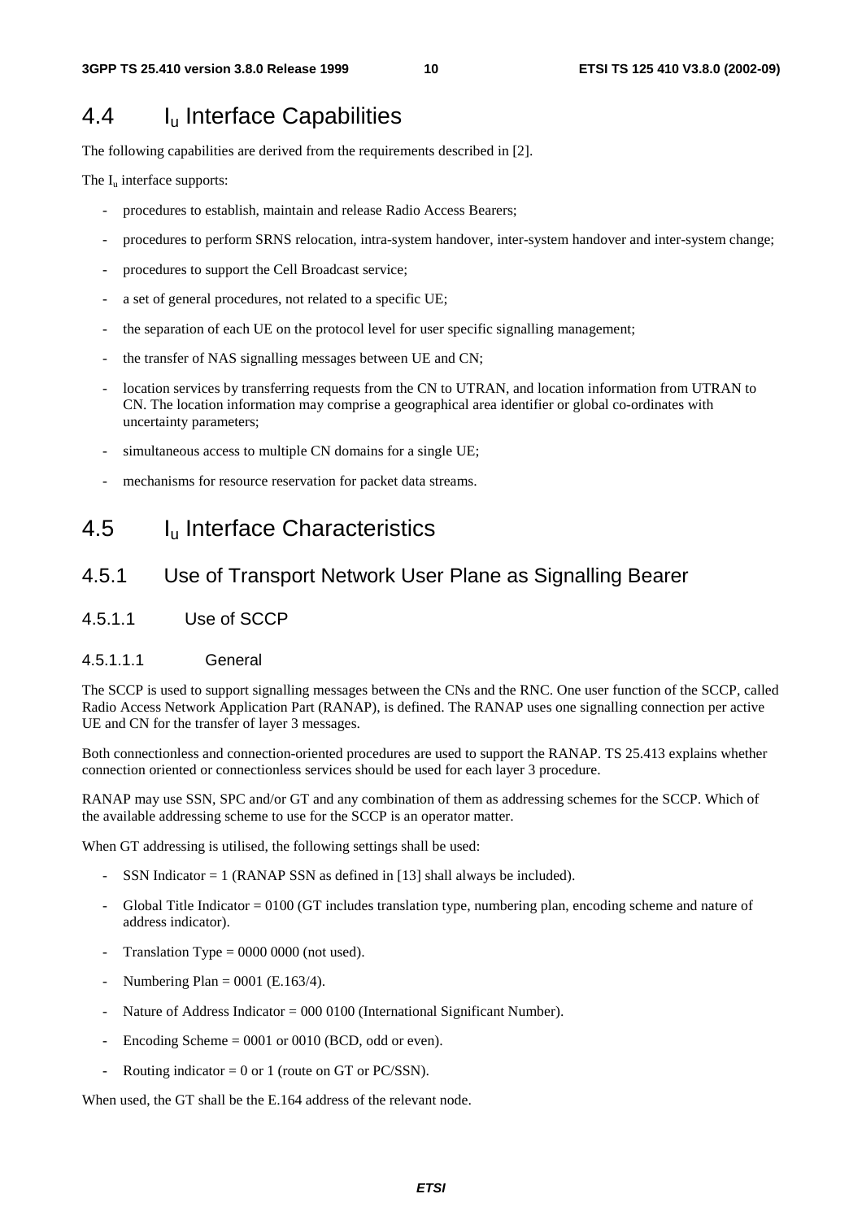## 4.4 $I_u$ Interface Capabilities

The following capabilities are derived from the requirements described in [2].

The $I_u$ interface supports:

- procedures to establish, maintain and release Radio Access Bearers;
- procedures to perform SRNS relocation, intra-system handover, inter-system handover and inter-system change;
- procedures to support the Cell Broadcast service;
- a set of general procedures, not related to a specific UE;
- the separation of each UE on the protocol level for user specific signalling management;
- the transfer of NAS signalling messages between UE and CN;
- location services by transferring requests from the CN to UTRAN, and location information from UTRAN to CN. The location information may comprise a geographical area identifier or global co-ordinates with uncertainty parameters;
- simultaneous access to multiple CN domains for a single UE;
- mechanisms for resource reservation for packet data streams.

## 4.5 $I_u$ Interface Characteristics

### 4.5.1 Use of Transport Network User Plane as Signalling Bearer

#### 4.5.1.1 Use of SCCP

##### 4.5.1.1.1 General

The SCCP is used to support signalling messages between the CNs and the RNC. One user function of the SCCP, called Radio Access Network Application Part (RANAP), is defined. The RANAP uses one signalling connection per active UE and CN for the transfer of layer 3 messages.

Both connectionless and connection-oriented procedures are used to support the RANAP. TS 25.413 explains whether connection oriented or connectionless services should be used for each layer 3 procedure.

RANAP may use SSN, SPC and/or GT and any combination of them as addressing schemes for the SCCP. Which of the available addressing scheme to use for the SCCP is an operator matter.

When GT addressing is utilised, the following settings shall be used:

- SSN Indicator = 1 (RANAP SSN as defined in [13] shall always be included).
- Global Title Indicator = 0100 (GT includes translation type, numbering plan, encoding scheme and nature of address indicator).
- Translation Type = 0000 0000 (not used).
- Numbering Plan = 0001 (E.163/4).
- Nature of Address Indicator = 000 0100 (International Significant Number).
- Encoding Scheme = 0001 or 0010 (BCD, odd or even).
- Routing indicator = 0 or 1 (route on GT or PC/SSN).

When used, the GT shall be the E.164 address of the relevant node.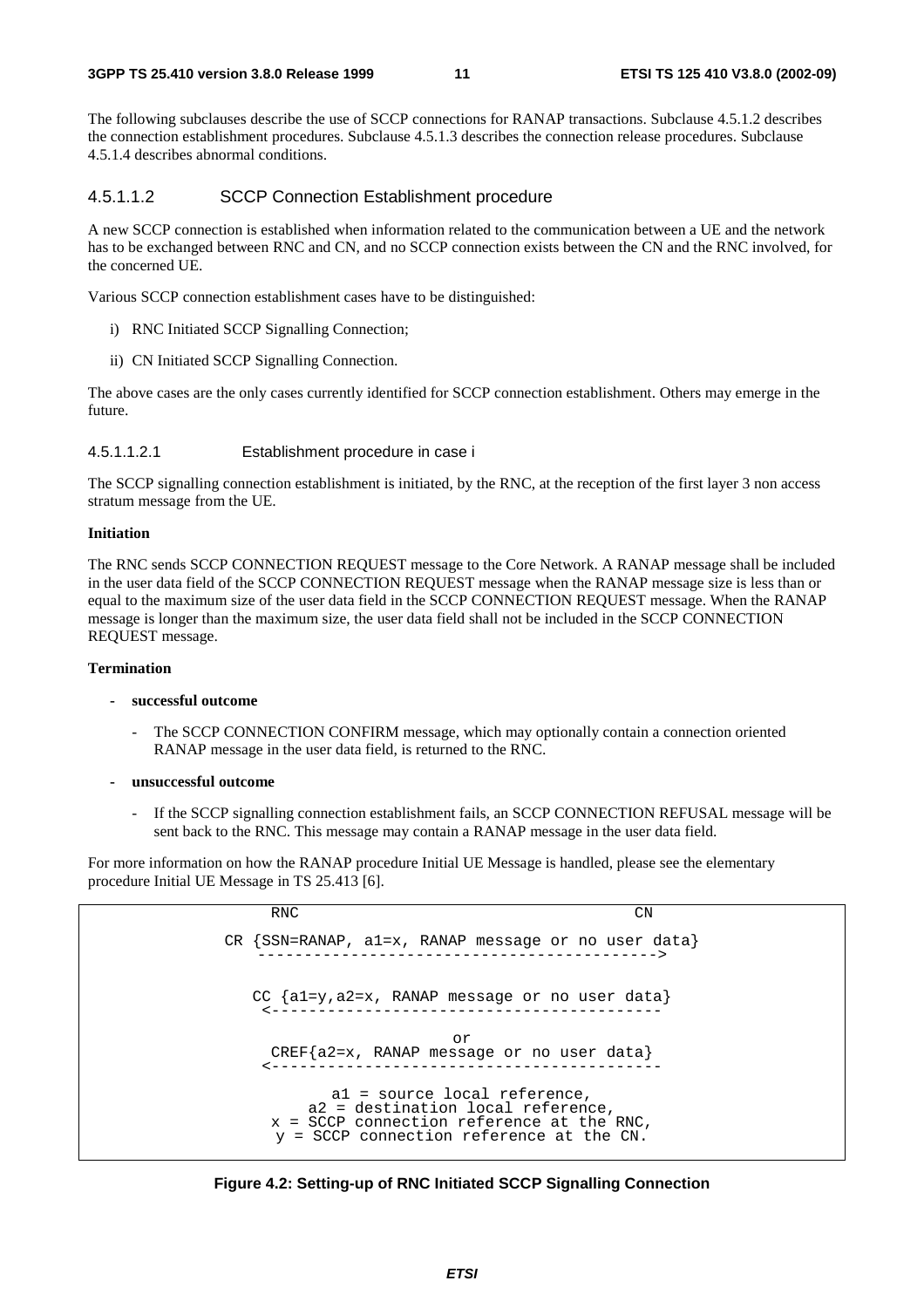The following subclauses describe the use of SCCP connections for RANAP transactions. Subclause 4.5.1.2 describes the connection establishment procedures. Subclause 4.5.1.3 describes the connection release procedures. Subclause 4.5.1.4 describes abnormal conditions.

#### 4.5.1.1.2 SCCP Connection Establishment procedure

A new SCCP connection is established when information related to the communication between a UE and the network has to be exchanged between RNC and CN, and no SCCP connection exists between the CN and the RNC involved, for the concerned UE.

Various SCCP connection establishment cases have to be distinguished:

i) RNC Initiated SCCP Signalling Connection;

ii) CN Initiated SCCP Signalling Connection.

The above cases are the only cases currently identified for SCCP connection establishment. Others may emerge in the future.

##### 4.5.1.1.2.1 Establishment procedure in case i

The SCCP signalling connection establishment is initiated, by the RNC, at the reception of the first layer 3 non access stratum message from the UE.

**Initiation**

The RNC sends SCCP CONNECTION REQUEST message to the Core Network. A RANAP message shall be included in the user data field of the SCCP CONNECTION REQUEST message when the RANAP message size is less than or equal to the maximum size of the user data field in the SCCP CONNECTION REQUEST message. When the RANAP message is longer than the maximum size, the user data field shall not be included in the SCCP CONNECTION REQUEST message.

**Termination**

- **successful outcome**
    - The SCCP CONNECTION CONFIRM message, which may optionally contain a connection oriented RANAP message in the user data field, is returned to the RNC.
- **unsuccessful outcome**
    - If the SCCP signalling connection establishment fails, an SCCP CONNECTION REFUSAL message will be sent back to the RNC. This message may contain a RANAP message in the user data field.

For more information on how the RANAP procedure Initial UE Message is handled, please see the elementary procedure Initial UE Message in TS 25.413 [6].

```
          RNC                                          CN

    CR {SSN=RANAP, a1=x, RANAP message or no user data}
        ------------------------------------------->

        CC {a1=y,a2=x, RANAP message or no user data}
        <-------------------------------------------
                              or
          CREF{a2=x, RANAP message or no user data}
        <-------------------------------------------

                 a1 = source local reference,
               a2 = destination local reference,
           x = SCCP connection reference at the RNC,
            y = SCCP connection reference at the CN.
```

**Figure 4.2: Setting-up of RNC Initiated SCCP Signalling Connection**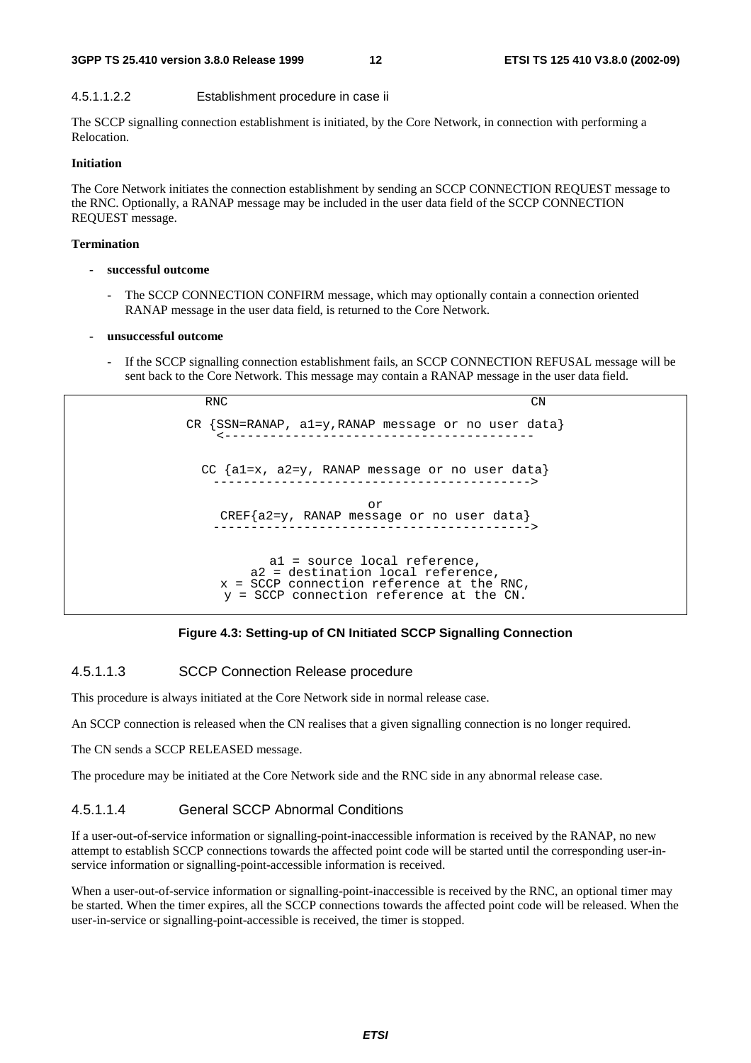#### 4.5.1.1.2.2 Establishment procedure in case ii

The SCCP signalling connection establishment is initiated, by the Core Network, in connection with performing a Relocation.

**Initiation**

The Core Network initiates the connection establishment by sending an SCCP CONNECTION REQUEST message to the RNC. Optionally, a RANAP message may be included in the user data field of the SCCP CONNECTION REQUEST message.

**Termination**

- **successful outcome**
  - The SCCP CONNECTION CONFIRM message, which may optionally contain a connection oriented RANAP message in the user data field, is returned to the Core Network.
- **unsuccessful outcome**
  - If the SCCP signalling connection establishment fails, an SCCP CONNECTION REFUSAL message will be sent back to the Core Network. This message may contain a RANAP message in the user data field.

```
          RNC                                          CN

        CR {SSN=RANAP, a1=y,RANAP message or no user data}
            <-----------------------------------------

          CC {a1=x, a2=y, RANAP message or no user data}
            ------------------------------------------>

                                or
           CREF{a2=y, RANAP message or no user data}
            ------------------------------------------>


                   a1 = source local reference,
                a2 = destination local reference,
             x = SCCP connection reference at the RNC,
             y = SCCP connection reference at the CN.
```

**Figure 4.3: Setting-up of CN Initiated SCCP Signalling Connection**

#### 4.5.1.1.3 SCCP Connection Release procedure

This procedure is always initiated at the Core Network side in normal release case.

An SCCP connection is released when the CN realises that a given signalling connection is no longer required.

The CN sends a SCCP RELEASED message.

The procedure may be initiated at the Core Network side and the RNC side in any abnormal release case.

#### 4.5.1.1.4 General SCCP Abnormal Conditions

If a user-out-of-service information or signalling-point-inaccessible information is received by the RANAP, no new attempt to establish SCCP connections towards the affected point code will be started until the corresponding user-in-service information or signalling-point-accessible information is received.

When a user-out-of-service information or signalling-point-inaccessible is received by the RNC, an optional timer may be started. When the timer expires, all the SCCP connections towards the affected point code will be released. When the user-in-service or signalling-point-accessible is received, the timer is stopped.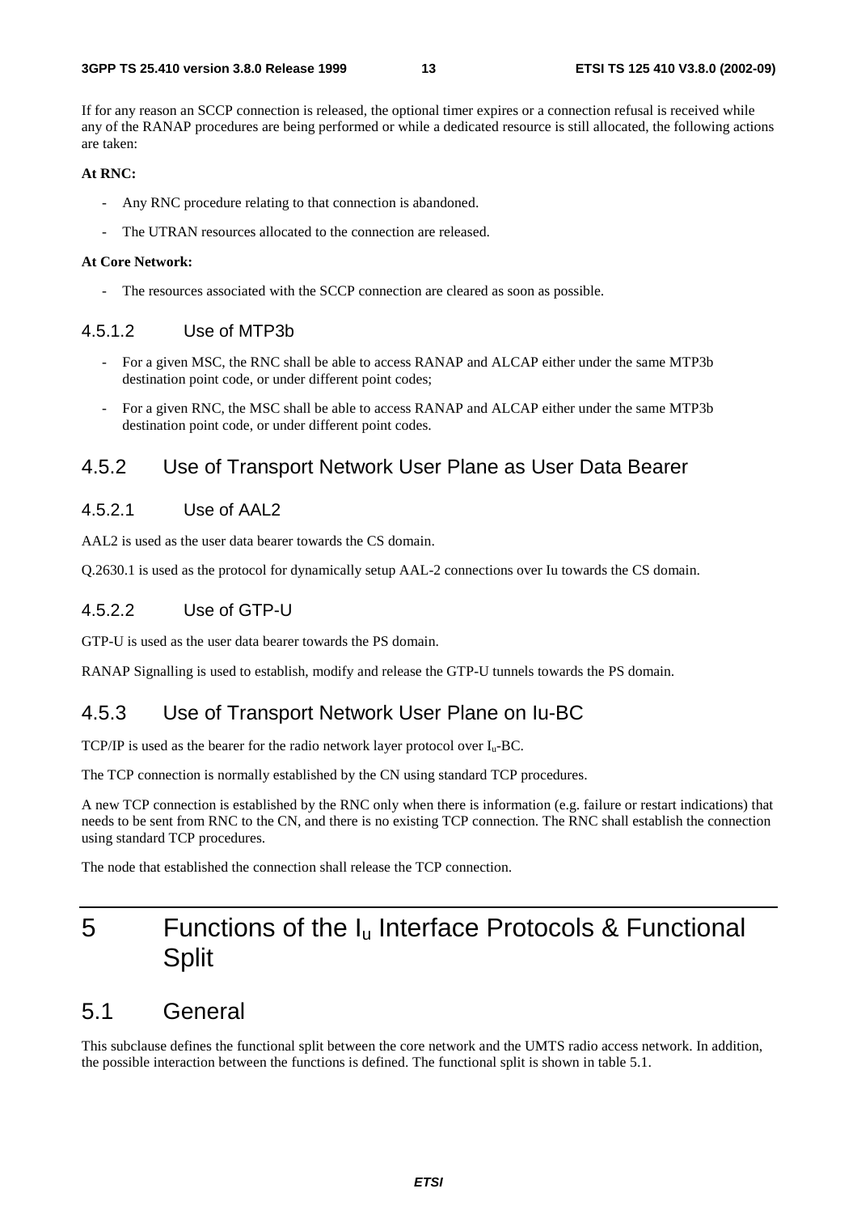If for any reason an SCCP connection is released, the optional timer expires or a connection refusal is received while any of the RANAP procedures are being performed or while a dedicated resource is still allocated, the following actions are taken:

**At RNC:**

- Any RNC procedure relating to that connection is abandoned.
- The UTRAN resources allocated to the connection are released.

**At Core Network:**

- The resources associated with the SCCP connection are cleared as soon as possible.

#### 4.5.1.2 Use of MTP3b

- For a given MSC, the RNC shall be able to access RANAP and ALCAP either under the same MTP3b destination point code, or under different point codes;
- For a given RNC, the MSC shall be able to access RANAP and ALCAP either under the same MTP3b destination point code, or under different point codes.

### 4.5.2 Use of Transport Network User Plane as User Data Bearer

#### 4.5.2.1 Use of AAL2

AAL2 is used as the user data bearer towards the CS domain.

Q.2630.1 is used as the protocol for dynamically setup AAL-2 connections over Iu towards the CS domain.

#### 4.5.2.2 Use of GTP-U

GTP-U is used as the user data bearer towards the PS domain.

RANAP Signalling is used to establish, modify and release the GTP-U tunnels towards the PS domain.

### 4.5.3 Use of Transport Network User Plane on Iu-BC

TCP/IP is used as the bearer for the radio network layer protocol over $I_u$-BC.

The TCP connection is normally established by the CN using standard TCP procedures.

A new TCP connection is established by the RNC only when there is information (e.g. failure or restart indications) that needs to be sent from RNC to the CN, and there is no existing TCP connection. The RNC shall establish the connection using standard TCP procedures.

The node that established the connection shall release the TCP connection.

# 5 Functions of the $I_u$ Interface Protocols & Functional Split

## 5.1 General

This subclause defines the functional split between the core network and the UMTS radio access network. In addition, the possible interaction between the functions is defined. The functional split is shown in table 5.1.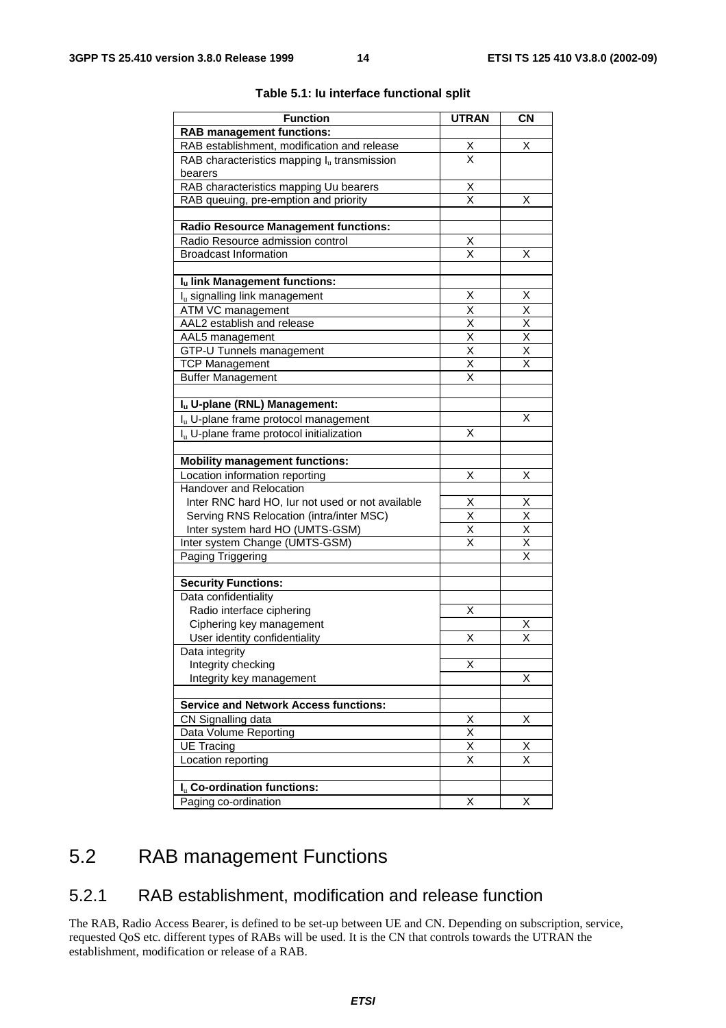**Table 5.1: Iu interface functional split**

| Function | UTRAN | CN |
|---|---|---|
| **RAB management functions:** | | |
| RAB establishment, modification and release | X | X |
| RAB characteristics mapping $I_u$ transmission bearers | X | |
| RAB characteristics mapping Uu bearers | X | |
| RAB queuing, pre-emption and priority | X | X |
| | | |
| **Radio Resource Management functions:** | | |
| Radio Resource admission control | X | |
| Broadcast Information | X | X |
| | | |
| **$I_u$ link Management functions:** | | |
| $I_u$ signalling link management | X | X |
| ATM VC management | X | X |
| AAL2 establish and release | X | X |
| AAL5 management | X | X |
| GTP-U Tunnels management | X | X |
| TCP Management | X | X |
| Buffer Management | X | |
| | | |
| **$I_u$ U-plane (RNL) Management:** | | |
| $I_u$ U-plane frame protocol management | | X |
| $I_u$ U-plane frame protocol initialization | X | |
| | | |
| **Mobility management functions:** | | |
| Location information reporting | X | X |
| Handover and Relocation | | |
| Inter RNC hard HO, Iur not used or not available | X | X |
| Serving RNS Relocation (intra/inter MSC) | X | X |
| Inter system hard HO (UMTS-GSM) | X | X |
| Inter system Change (UMTS-GSM) | X | X |
| Paging Triggering | | X |
| | | |
| **Security Functions:** | | |
| Data confidentiality | | |
| Radio interface ciphering | X | |
| Ciphering key management | | X |
| User identity confidentiality | X | X |
| Data integrity | | |
| Integrity checking | X | |
| Integrity key management | | X |
| | | |
| **Service and Network Access functions:** | | |
| CN Signalling data | X | X |
| Data Volume Reporting | X | |
| UE Tracing | X | X |
| Location reporting | X | X |
| | | |
| **$I_u$ Co-ordination functions:** | | |
| Paging co-ordination | X | X |

## 5.2 RAB management Functions

### 5.2.1 RAB establishment, modification and release function

The RAB, Radio Access Bearer, is defined to be set-up between UE and CN. Depending on subscription, service, requested QoS etc. different types of RABs will be used. It is the CN that controls towards the UTRAN the establishment, modification or release of a RAB.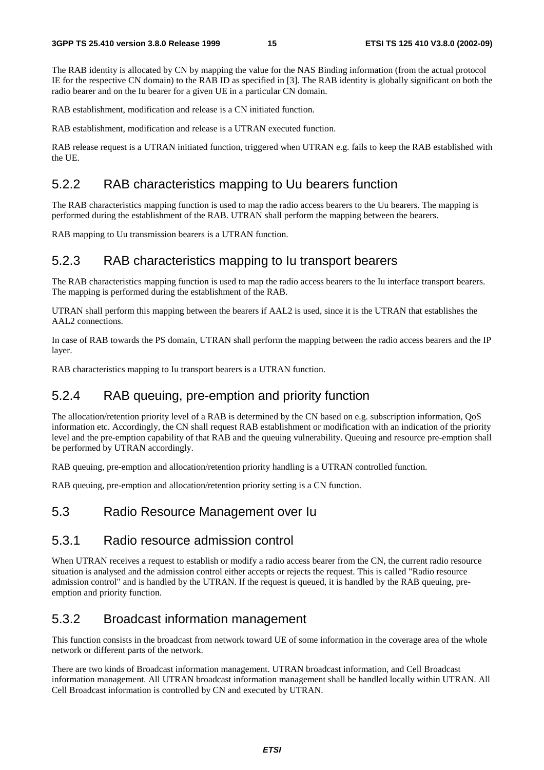The RAB identity is allocated by CN by mapping the value for the NAS Binding information (from the actual protocol IE for the respective CN domain) to the RAB ID as specified in [3]. The RAB identity is globally significant on both the radio bearer and on the Iu bearer for a given UE in a particular CN domain.

RAB establishment, modification and release is a CN initiated function.

RAB establishment, modification and release is a UTRAN executed function.

RAB release request is a UTRAN initiated function, triggered when UTRAN e.g. fails to keep the RAB established with the UE.

### 5.2.2 RAB characteristics mapping to Uu bearers function

The RAB characteristics mapping function is used to map the radio access bearers to the Uu bearers. The mapping is performed during the establishment of the RAB. UTRAN shall perform the mapping between the bearers.

RAB mapping to Uu transmission bearers is a UTRAN function.

### 5.2.3 RAB characteristics mapping to Iu transport bearers

The RAB characteristics mapping function is used to map the radio access bearers to the Iu interface transport bearers. The mapping is performed during the establishment of the RAB.

UTRAN shall perform this mapping between the bearers if AAL2 is used, since it is the UTRAN that establishes the AAL2 connections.

In case of RAB towards the PS domain, UTRAN shall perform the mapping between the radio access bearers and the IP layer.

RAB characteristics mapping to Iu transport bearers is a UTRAN function.

### 5.2.4 RAB queuing, pre-emption and priority function

The allocation/retention priority level of a RAB is determined by the CN based on e.g. subscription information, QoS information etc. Accordingly, the CN shall request RAB establishment or modification with an indication of the priority level and the pre-emption capability of that RAB and the queuing vulnerability. Queuing and resource pre-emption shall be performed by UTRAN accordingly.

RAB queuing, pre-emption and allocation/retention priority handling is a UTRAN controlled function.

RAB queuing, pre-emption and allocation/retention priority setting is a CN function.

## 5.3 Radio Resource Management over Iu

### 5.3.1 Radio resource admission control

When UTRAN receives a request to establish or modify a radio access bearer from the CN, the current radio resource situation is analysed and the admission control either accepts or rejects the request. This is called "Radio resource admission control" and is handled by the UTRAN. If the request is queued, it is handled by the RAB queuing, pre-emption and priority function.

### 5.3.2 Broadcast information management

This function consists in the broadcast from network toward UE of some information in the coverage area of the whole network or different parts of the network.

There are two kinds of Broadcast information management. UTRAN broadcast information, and Cell Broadcast information management. All UTRAN broadcast information management shall be handled locally within UTRAN. All Cell Broadcast information is controlled by CN and executed by UTRAN.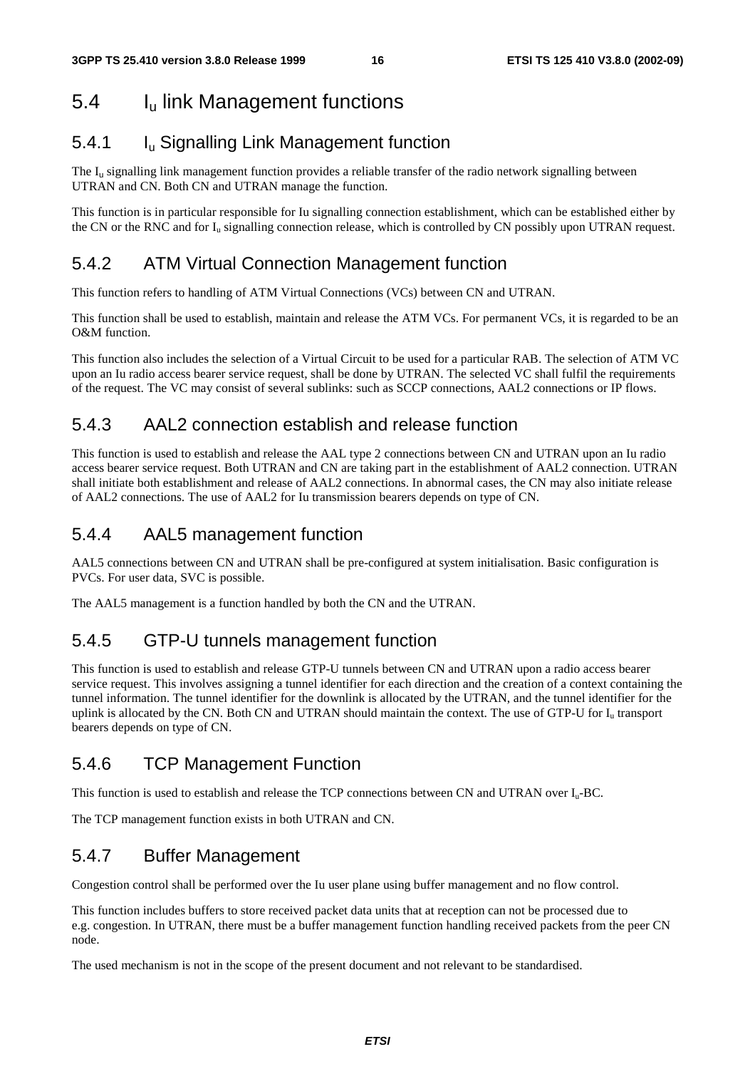## 5.4 $I_u$ link Management functions

### 5.4.1 $I_u$ Signalling Link Management function

The $I_u$ signalling link management function provides a reliable transfer of the radio network signalling between UTRAN and CN. Both CN and UTRAN manage the function.

This function is in particular responsible for Iu signalling connection establishment, which can be established either by the CN or the RNC and for $I_u$ signalling connection release, which is controlled by CN possibly upon UTRAN request.

### 5.4.2 ATM Virtual Connection Management function

This function refers to handling of ATM Virtual Connections (VCs) between CN and UTRAN.

This function shall be used to establish, maintain and release the ATM VCs. For permanent VCs, it is regarded to be an O&M function.

This function also includes the selection of a Virtual Circuit to be used for a particular RAB. The selection of ATM VC upon an Iu radio access bearer service request, shall be done by UTRAN. The selected VC shall fulfil the requirements of the request. The VC may consist of several sublinks: such as SCCP connections, AAL2 connections or IP flows.

### 5.4.3 AAL2 connection establish and release function

This function is used to establish and release the AAL type 2 connections between CN and UTRAN upon an Iu radio access bearer service request. Both UTRAN and CN are taking part in the establishment of AAL2 connection. UTRAN shall initiate both establishment and release of AAL2 connections. In abnormal cases, the CN may also initiate release of AAL2 connections. The use of AAL2 for Iu transmission bearers depends on type of CN.

### 5.4.4 AAL5 management function

AAL5 connections between CN and UTRAN shall be pre-configured at system initialisation. Basic configuration is PVCs. For user data, SVC is possible.

The AAL5 management is a function handled by both the CN and the UTRAN.

### 5.4.5 GTP-U tunnels management function

This function is used to establish and release GTP-U tunnels between CN and UTRAN upon a radio access bearer service request. This involves assigning a tunnel identifier for each direction and the creation of a context containing the tunnel information. The tunnel identifier for the downlink is allocated by the UTRAN, and the tunnel identifier for the uplink is allocated by the CN. Both CN and UTRAN should maintain the context. The use of GTP-U for $I_u$ transport bearers depends on type of CN.

### 5.4.6 TCP Management Function

This function is used to establish and release the TCP connections between CN and UTRAN over $I_u$-BC.

The TCP management function exists in both UTRAN and CN.

### 5.4.7 Buffer Management

Congestion control shall be performed over the Iu user plane using buffer management and no flow control.

This function includes buffers to store received packet data units that at reception can not be processed due to e.g. congestion. In UTRAN, there must be a buffer management function handling received packets from the peer CN node.

The used mechanism is not in the scope of the present document and not relevant to be standardised.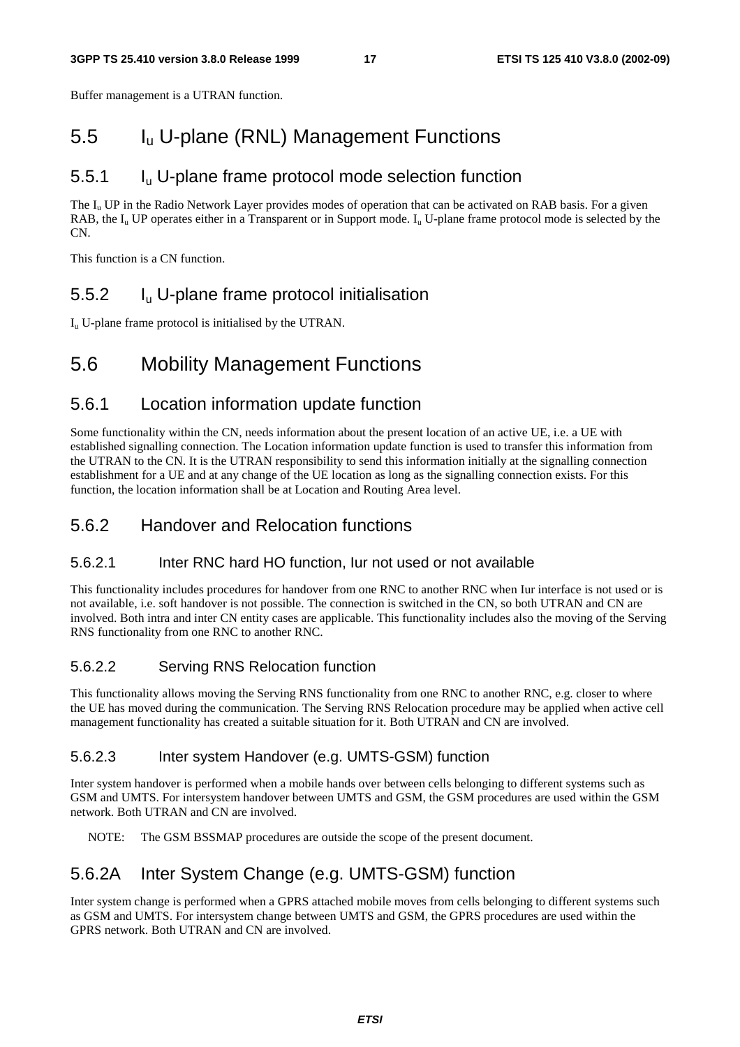Buffer management is a UTRAN function.

## 5.5 $I_u$ U-plane (RNL) Management Functions

### 5.5.1 $I_u$ U-plane frame protocol mode selection function

The $I_u$ UP in the Radio Network Layer provides modes of operation that can be activated on RAB basis. For a given RAB, the $I_u$ UP operates either in a Transparent or in Support mode. $I_u$ U-plane frame protocol mode is selected by the CN.

This function is a CN function.

### 5.5.2 $I_u$ U-plane frame protocol initialisation

$I_u$ U-plane frame protocol is initialised by the UTRAN.

## 5.6 Mobility Management Functions

### 5.6.1 Location information update function

Some functionality within the CN, needs information about the present location of an active UE, i.e. a UE with established signalling connection. The Location information update function is used to transfer this information from the UTRAN to the CN. It is the UTRAN responsibility to send this information initially at the signalling connection establishment for a UE and at any change of the UE location as long as the signalling connection exists. For this function, the location information shall be at Location and Routing Area level.

### 5.6.2 Handover and Relocation functions

#### 5.6.2.1 Inter RNC hard HO function, Iur not used or not available

This functionality includes procedures for handover from one RNC to another RNC when Iur interface is not used or is not available, i.e. soft handover is not possible. The connection is switched in the CN, so both UTRAN and CN are involved. Both intra and inter CN entity cases are applicable. This functionality includes also the moving of the Serving RNS functionality from one RNC to another RNC.

#### 5.6.2.2 Serving RNS Relocation function

This functionality allows moving the Serving RNS functionality from one RNC to another RNC, e.g. closer to where the UE has moved during the communication. The Serving RNS Relocation procedure may be applied when active cell management functionality has created a suitable situation for it. Both UTRAN and CN are involved.

#### 5.6.2.3 Inter system Handover (e.g. UMTS-GSM) function

Inter system handover is performed when a mobile hands over between cells belonging to different systems such as GSM and UMTS. For intersystem handover between UMTS and GSM, the GSM procedures are used within the GSM network. Both UTRAN and CN are involved.

NOTE: The GSM BSSMAP procedures are outside the scope of the present document.

### 5.6.2A Inter System Change (e.g. UMTS-GSM) function

Inter system change is performed when a GPRS attached mobile moves from cells belonging to different systems such as GSM and UMTS. For intersystem change between UMTS and GSM, the GPRS procedures are used within the GPRS network. Both UTRAN and CN are involved.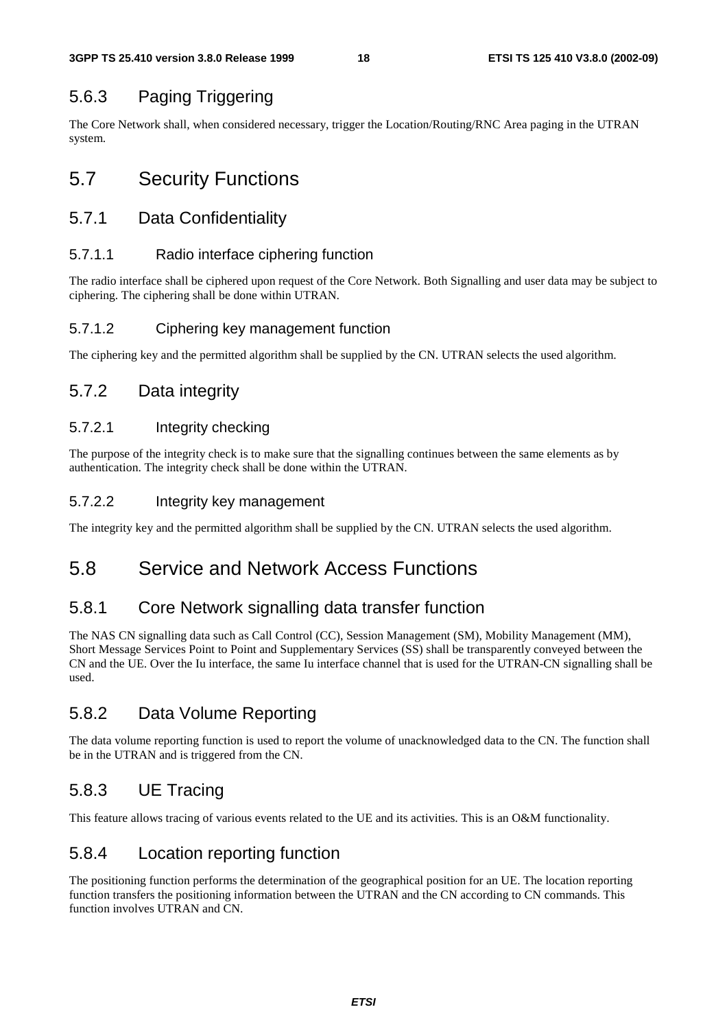### 5.6.3 Paging Triggering

The Core Network shall, when considered necessary, trigger the Location/Routing/RNC Area paging in the UTRAN system.

## 5.7 Security Functions

### 5.7.1 Data Confidentiality

#### 5.7.1.1 Radio interface ciphering function

The radio interface shall be ciphered upon request of the Core Network. Both Signalling and user data may be subject to ciphering. The ciphering shall be done within UTRAN.

#### 5.7.1.2 Ciphering key management function

The ciphering key and the permitted algorithm shall be supplied by the CN. UTRAN selects the used algorithm.

### 5.7.2 Data integrity

#### 5.7.2.1 Integrity checking

The purpose of the integrity check is to make sure that the signalling continues between the same elements as by authentication. The integrity check shall be done within the UTRAN.

#### 5.7.2.2 Integrity key management

The integrity key and the permitted algorithm shall be supplied by the CN. UTRAN selects the used algorithm.

## 5.8 Service and Network Access Functions

### 5.8.1 Core Network signalling data transfer function

The NAS CN signalling data such as Call Control (CC), Session Management (SM), Mobility Management (MM), Short Message Services Point to Point and Supplementary Services (SS) shall be transparently conveyed between the CN and the UE. Over the Iu interface, the same Iu interface channel that is used for the UTRAN-CN signalling shall be used.

### 5.8.2 Data Volume Reporting

The data volume reporting function is used to report the volume of unacknowledged data to the CN. The function shall be in the UTRAN and is triggered from the CN.

### 5.8.3 UE Tracing

This feature allows tracing of various events related to the UE and its activities. This is an O&M functionality.

### 5.8.4 Location reporting function

The positioning function performs the determination of the geographical position for an UE. The location reporting function transfers the positioning information between the UTRAN and the CN according to CN commands. This function involves UTRAN and CN.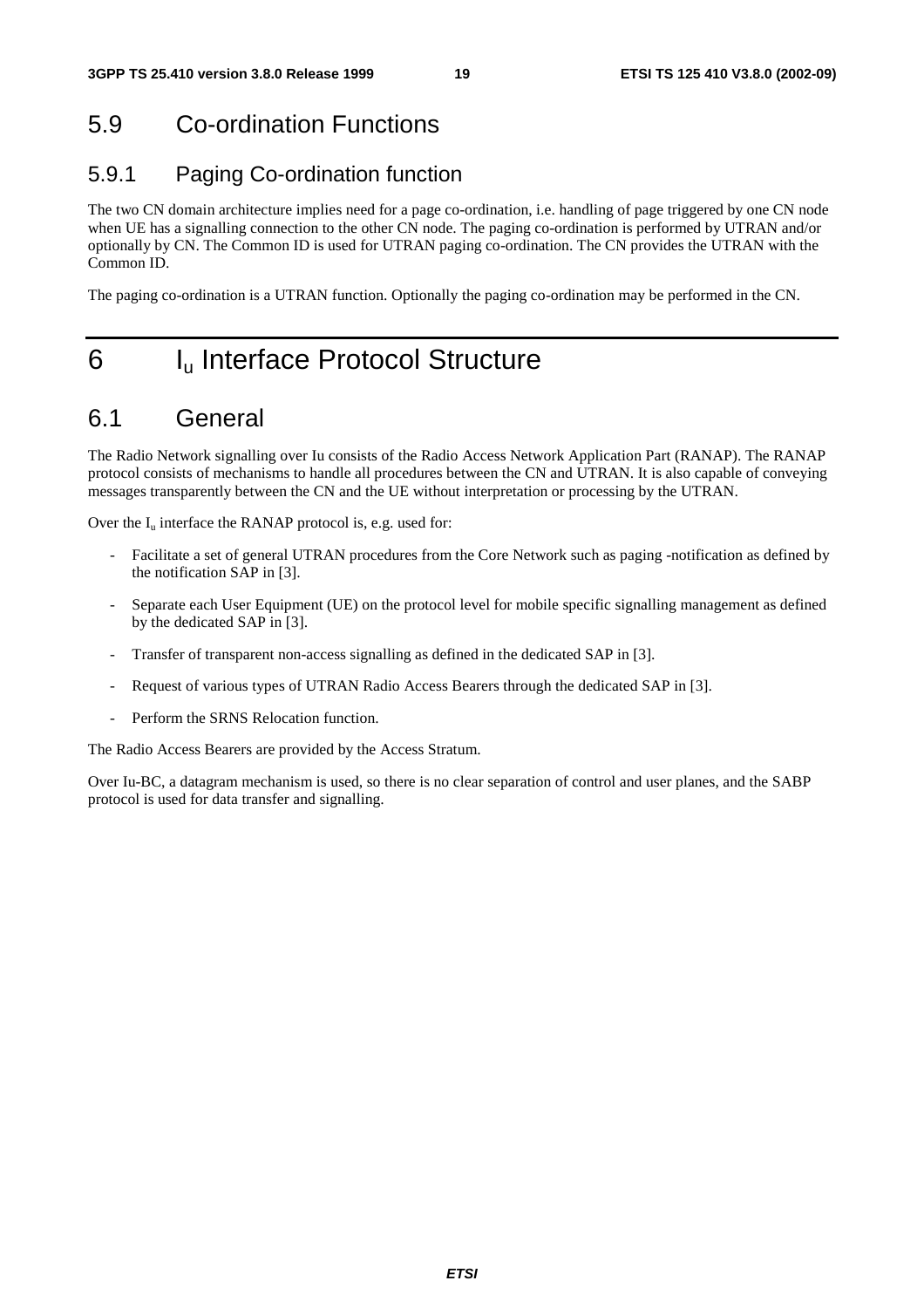## 5.9 Co-ordination Functions

### 5.9.1 Paging Co-ordination function

The two CN domain architecture implies need for a page co-ordination, i.e. handling of page triggered by one CN node when UE has a signalling connection to the other CN node. The paging co-ordination is performed by UTRAN and/or optionally by CN. The Common ID is used for UTRAN paging co-ordination. The CN provides the UTRAN with the Common ID.

The paging co-ordination is a UTRAN function. Optionally the paging co-ordination may be performed in the CN.

# 6 $I_u$ Interface Protocol Structure

## 6.1 General

The Radio Network signalling over Iu consists of the Radio Access Network Application Part (RANAP). The RANAP protocol consists of mechanisms to handle all procedures between the CN and UTRAN. It is also capable of conveying messages transparently between the CN and the UE without interpretation or processing by the UTRAN.

Over the $I_u$ interface the RANAP protocol is, e.g. used for:

- Facilitate a set of general UTRAN procedures from the Core Network such as paging -notification as defined by the notification SAP in [3].
- Separate each User Equipment (UE) on the protocol level for mobile specific signalling management as defined by the dedicated SAP in [3].
- Transfer of transparent non-access signalling as defined in the dedicated SAP in [3].
- Request of various types of UTRAN Radio Access Bearers through the dedicated SAP in [3].
- Perform the SRNS Relocation function.

The Radio Access Bearers are provided by the Access Stratum.

Over Iu-BC, a datagram mechanism is used, so there is no clear separation of control and user planes, and the SABP protocol is used for data transfer and signalling.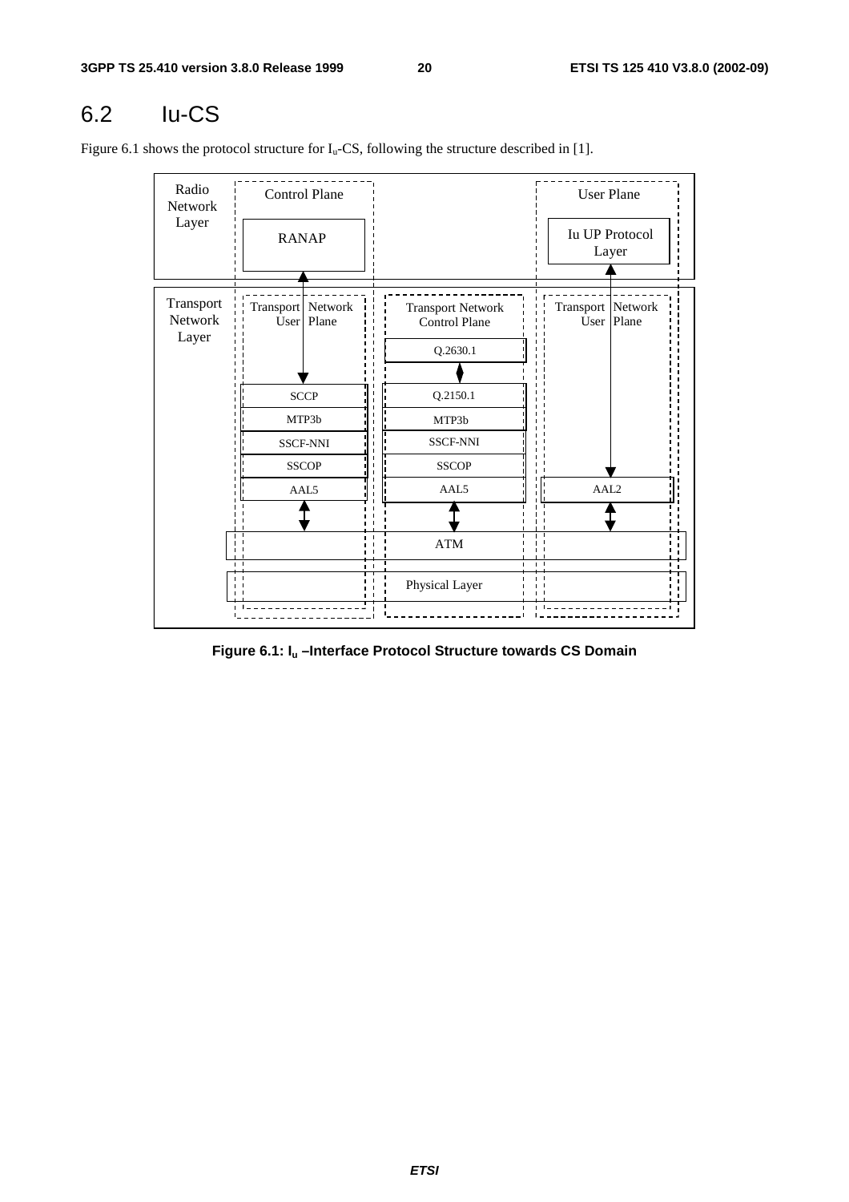## 6.2 Iu-CS

Figure 6.1 shows the protocol structure for $I_u$-CS, following the structure described in [1].

Radio Network Layer | Control Plane | User Plane

RANAP | Iu UP Protocol Layer

Transport Network Layer | Transport Network User Plane | Transport Network Control Plane | Transport Network User Plane

Q.2630.1

SCCP | Q.2150.1

MTP3b | MTP3b

SSCF-NNI | SSCF-NNI

SSCOP | SSCOP

AAL5 | AAL5 | AAL2

ATM

Physical Layer

**Figure 6.1: $I_u$ –Interface Protocol Structure towards CS Domain**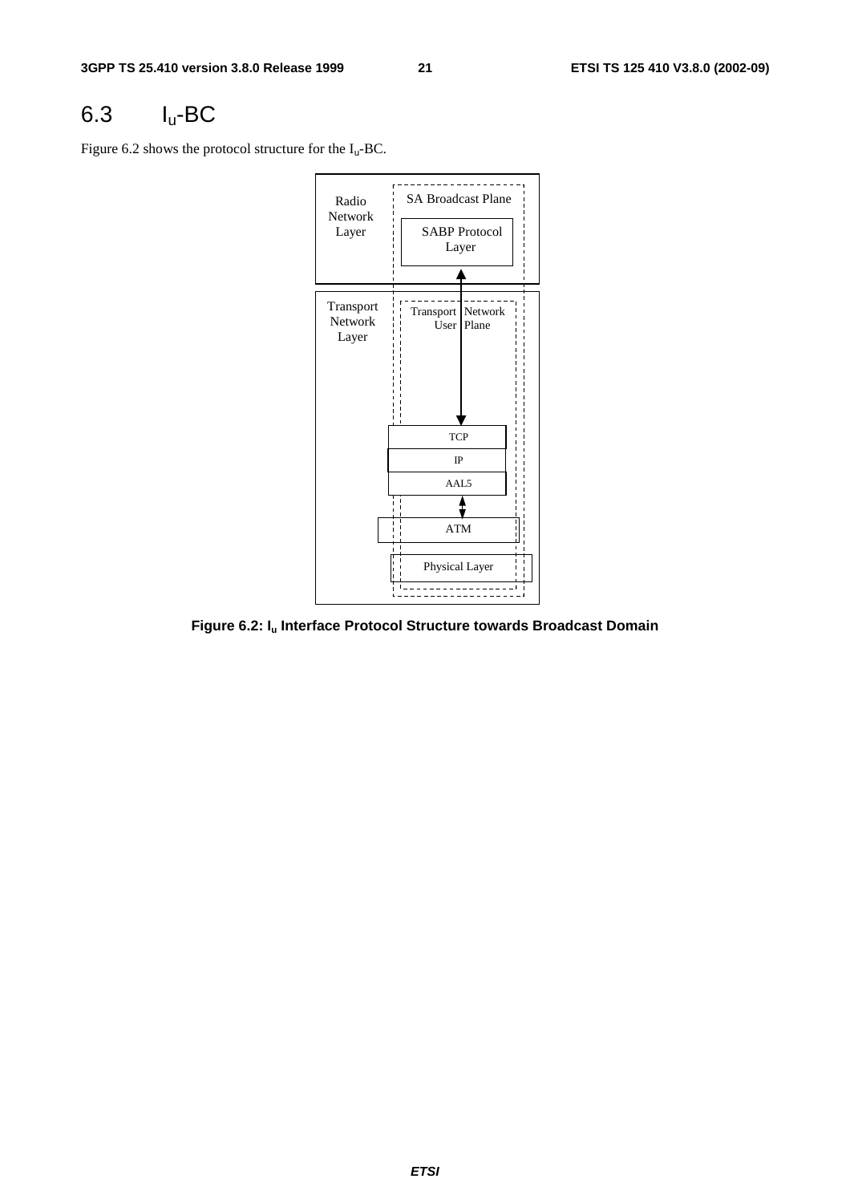## 6.3 $I_u$-BC

Figure 6.2 shows the protocol structure for the $I_u$-BC.

**Figure 6.2: $I_u$ Interface Protocol Structure towards Broadcast Domain**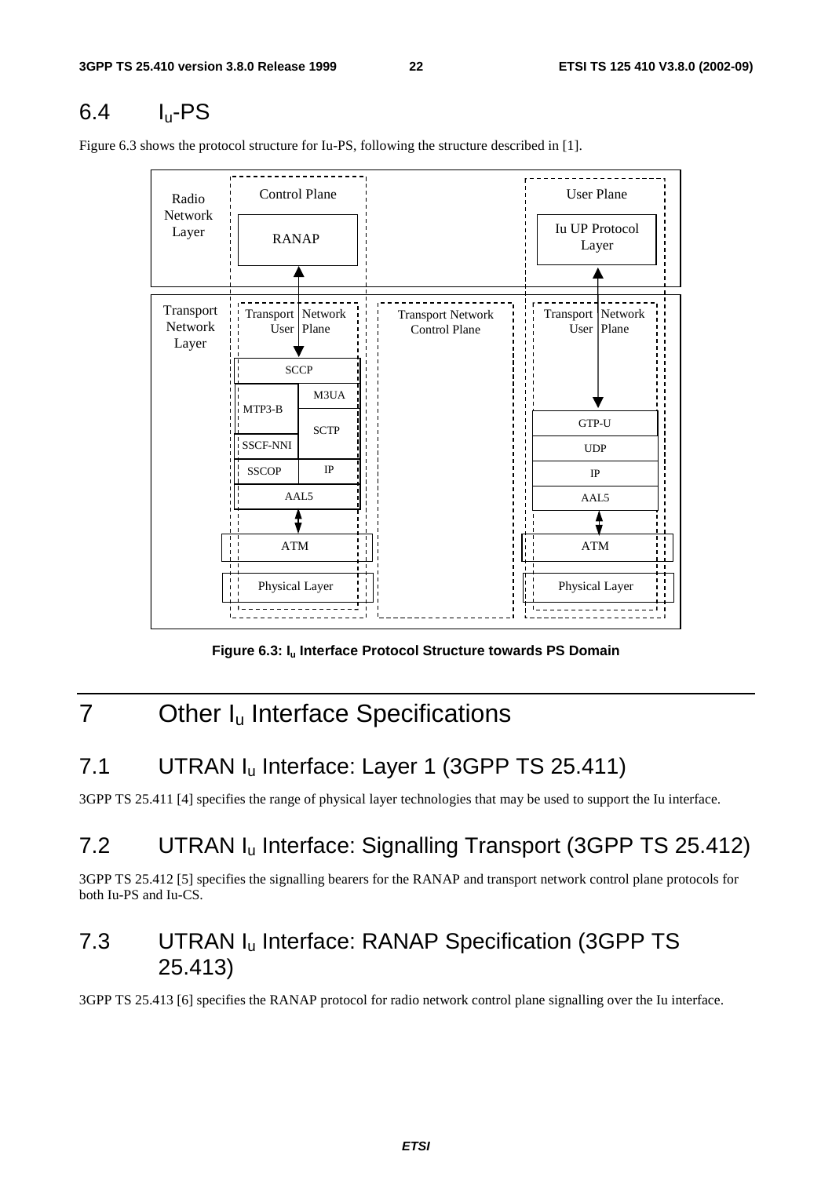## 6.4 $I_u$-PS

Figure 6.3 shows the protocol structure for Iu-PS, following the structure described in [1].

**Figure 6.3: $I_u$ Interface Protocol Structure towards PS Domain**

# 7 Other $I_u$ Interface Specifications

## 7.1 UTRAN $I_u$ Interface: Layer 1 (3GPP TS 25.411)

3GPP TS 25.411 [4] specifies the range of physical layer technologies that may be used to support the Iu interface.

## 7.2 UTRAN $I_u$ Interface: Signalling Transport (3GPP TS 25.412)

3GPP TS 25.412 [5] specifies the signalling bearers for the RANAP and transport network control plane protocols for both Iu-PS and Iu-CS.

## 7.3 UTRAN $I_u$ Interface: RANAP Specification (3GPP TS 25.413)

3GPP TS 25.413 [6] specifies the RANAP protocol for radio network control plane signalling over the Iu interface.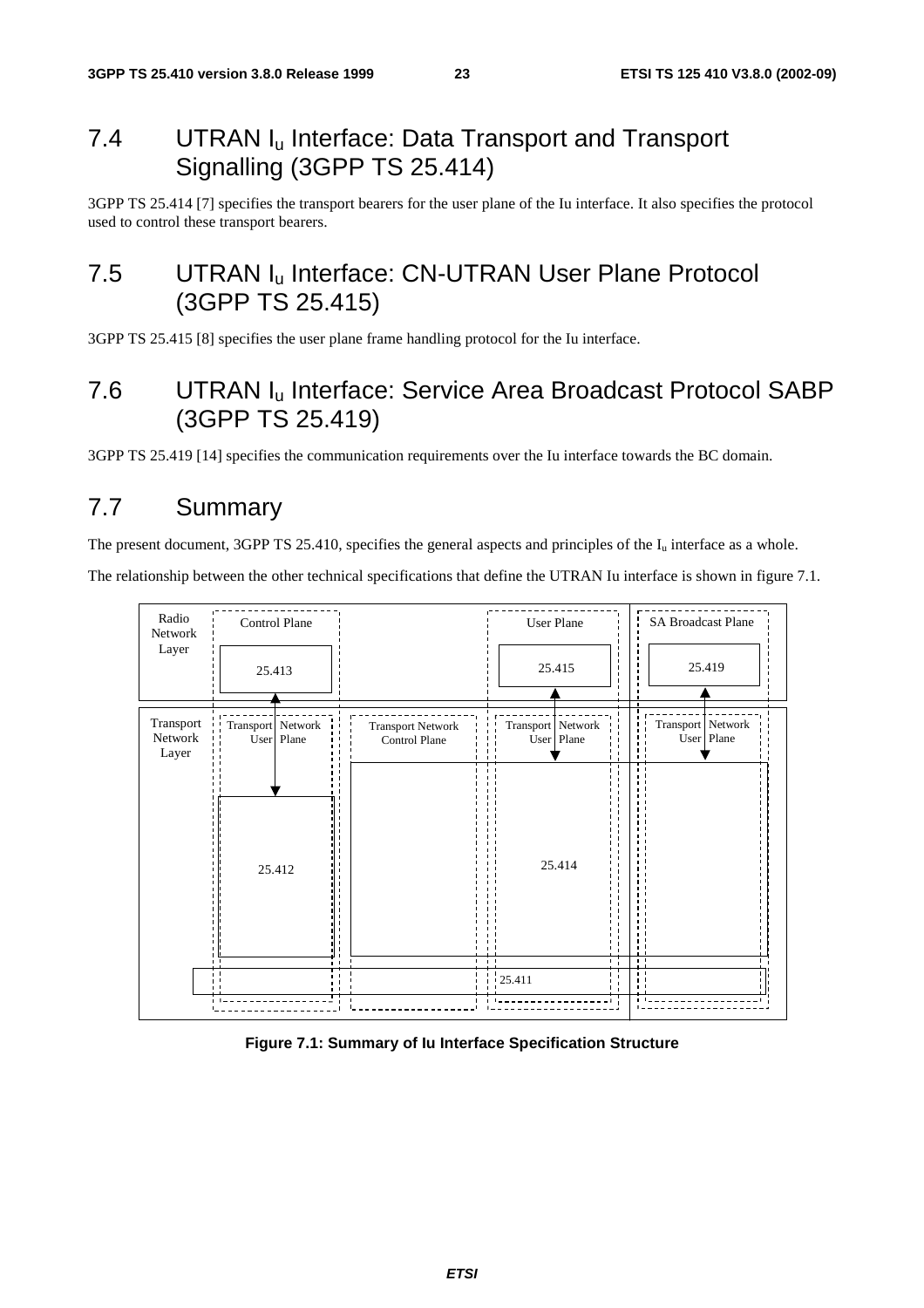## 7.4 UTRAN $I_u$ Interface: Data Transport and Transport Signalling (3GPP TS 25.414)

3GPP TS 25.414 [7] specifies the transport bearers for the user plane of the Iu interface. It also specifies the protocol used to control these transport bearers.

## 7.5 UTRAN $I_u$ Interface: CN-UTRAN User Plane Protocol (3GPP TS 25.415)

3GPP TS 25.415 [8] specifies the user plane frame handling protocol for the Iu interface.

## 7.6 UTRAN $I_u$ Interface: Service Area Broadcast Protocol SABP (3GPP TS 25.419)

3GPP TS 25.419 [14] specifies the communication requirements over the Iu interface towards the BC domain.

## 7.7 Summary

The present document, 3GPP TS 25.410, specifies the general aspects and principles of the $I_u$ interface as a whole.

The relationship between the other technical specifications that define the UTRAN Iu interface is shown in figure 7.1.

Radio Network Layer | Control Plane: 25.413 | User Plane: 25.415 | SA Broadcast Plane: 25.419

Transport Network Layer | Transport Network User Plane: 25.412 | Transport Network Control Plane | Transport Network User Plane: 25.414 | Transport Network User Plane

25.411

**Figure 7.1: Summary of Iu Interface Specification Structure**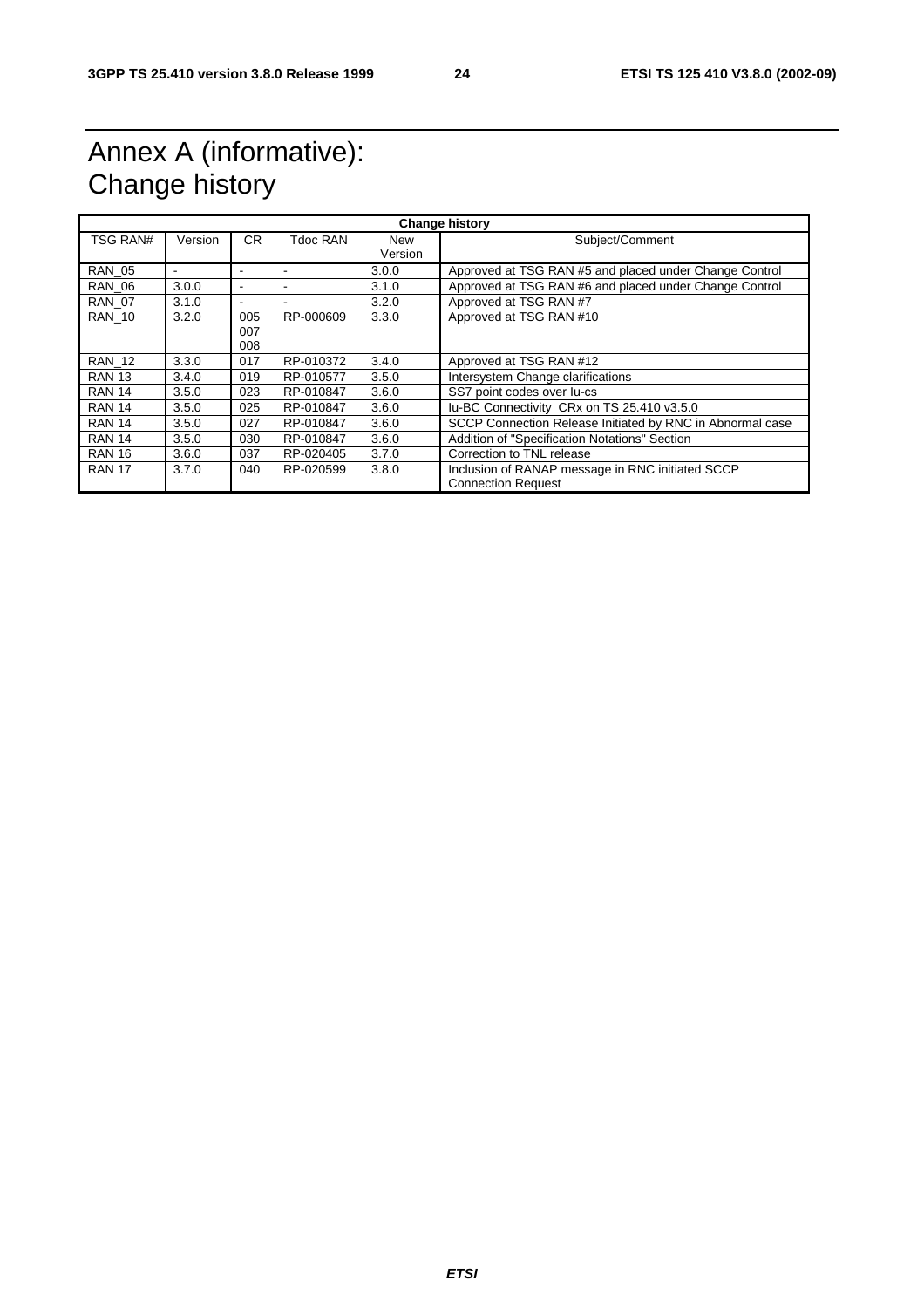# Annex A (informative): Change history

| Change history | | | | | |
|---|---|---|---|---|---|
| TSG RAN# | Version | CR | Tdoc RAN | New Version | Subject/Comment |
| RAN_05 | - | - | - | 3.0.0 | Approved at TSG RAN #5 and placed under Change Control |
| RAN_06 | 3.0.0 | - | - | 3.1.0 | Approved at TSG RAN #6 and placed under Change Control |
| RAN_07 | 3.1.0 | - | - | 3.2.0 | Approved at TSG RAN #7 |
| RAN_10 | 3.2.0 | 005 007 008 | RP-000609 | 3.3.0 | Approved at TSG RAN #10 |
| RAN_12 | 3.3.0 | 017 | RP-010372 | 3.4.0 | Approved at TSG RAN #12 |
| RAN 13 | 3.4.0 | 019 | RP-010577 | 3.5.0 | Intersystem Change clarifications |
| RAN 14 | 3.5.0 | 023 | RP-010847 | 3.6.0 | SS7 point codes over Iu-cs |
| RAN 14 | 3.5.0 | 025 | RP-010847 | 3.6.0 | Iu-BC Connectivity CRx on TS 25.410 v3.5.0 |
| RAN 14 | 3.5.0 | 027 | RP-010847 | 3.6.0 | SCCP Connection Release Initiated by RNC in Abnormal case |
| RAN 14 | 3.5.0 | 030 | RP-010847 | 3.6.0 | Addition of "Specification Notations" Section |
| RAN 16 | 3.6.0 | 037 | RP-020405 | 3.7.0 | Correction to TNL release |
| RAN 17 | 3.7.0 | 040 | RP-020599 | 3.8.0 | Inclusion of RANAP message in RNC initiated SCCP Connection Request |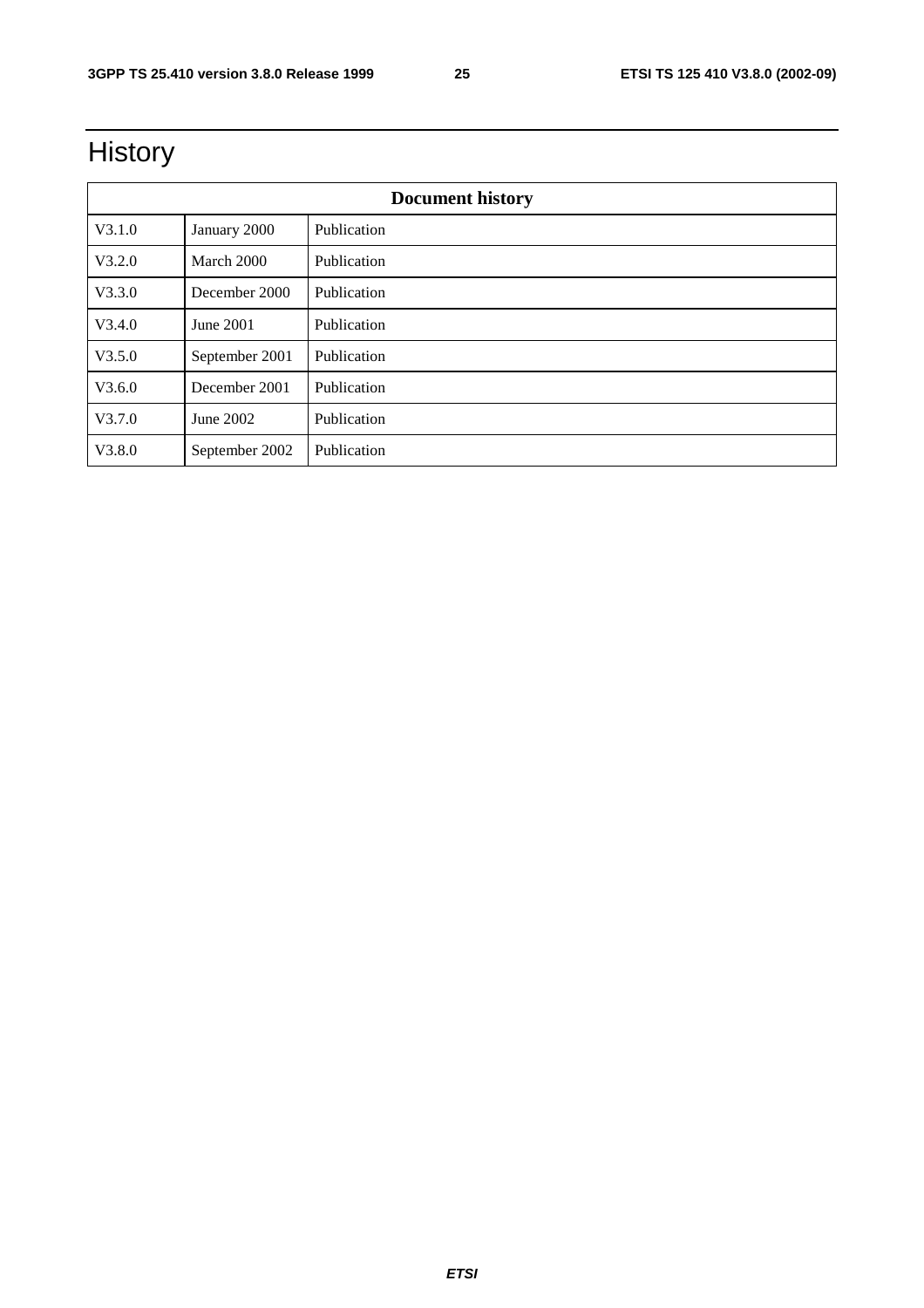# History

| Document history | | |
|---|---|---|
| V3.1.0 | January 2000 | Publication |
| V3.2.0 | March 2000 | Publication |
| V3.3.0 | December 2000 | Publication |
| V3.4.0 | June 2001 | Publication |
| V3.5.0 | September 2001 | Publication |
| V3.6.0 | December 2001 | Publication |
| V3.7.0 | June 2002 | Publication |
| V3.8.0 | September 2002 | Publication |